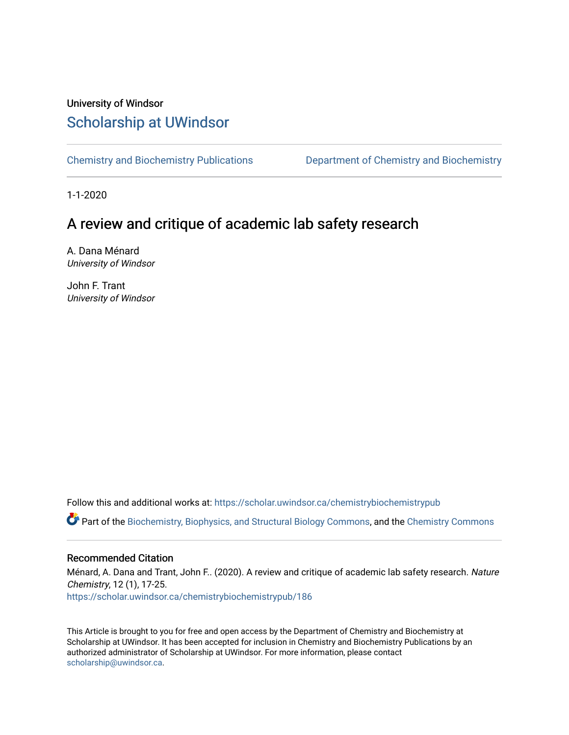University of Windsor

# Scholarship at UWindsor

Chemistry and Biochemistry Publications | Department of Chemistry and Biochemistry

1-1-2020

## A review and critique of academic lab safety research

A. Dana Ménard
*University of Windsor*

John F. Trant
*University of Windsor*

Follow this and additional works at: https://scholar.uwindsor.ca/chemistrybiochemistrypub

Part of the Biochemistry, Biophysics, and Structural Biology Commons, and the Chemistry Commons

### Recommended Citation

Ménard, A. Dana and Trant, John F.. (2020). A review and critique of academic lab safety research. *Nature Chemistry*, 12 (1), 17-25.
https://scholar.uwindsor.ca/chemistrybiochemistrypub/186

This Article is brought to you for free and open access by the Department of Chemistry and Biochemistry at Scholarship at UWindsor. It has been accepted for inclusion in Chemistry and Biochemistry Publications by an authorized administrator of Scholarship at UWindsor. For more information, please contact scholarship@uwindsor.ca.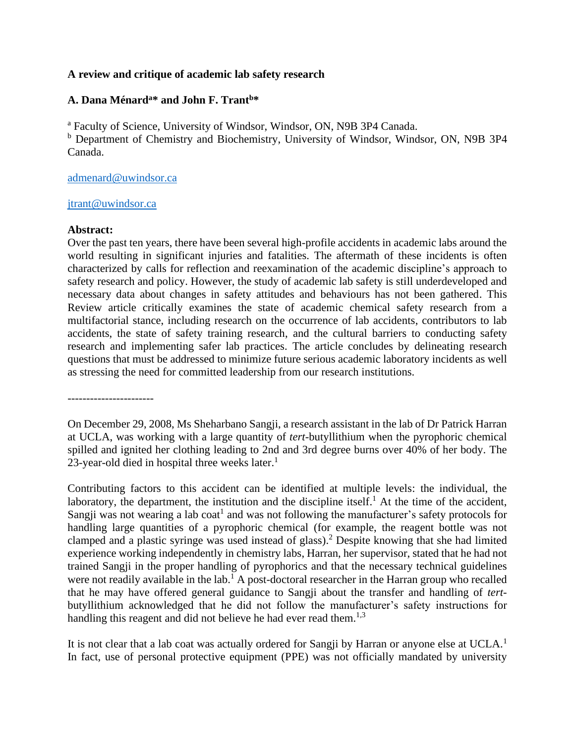**A review and critique of academic lab safety research**

**A. Dana Ménard[a]* and John F. Trant[b]***

[a] Faculty of Science, University of Windsor, Windsor, ON, N9B 3P4 Canada.
[b] Department of Chemistry and Biochemistry, University of Windsor, Windsor, ON, N9B 3P4 Canada.

admenard@uwindsor.ca

jtrant@uwindsor.ca

**Abstract:**
Over the past ten years, there have been several high-profile accidents in academic labs around the world resulting in significant injuries and fatalities. The aftermath of these incidents is often characterized by calls for reflection and reexamination of the academic discipline's approach to safety research and policy. However, the study of academic lab safety is still underdeveloped and necessary data about changes in safety attitudes and behaviours has not been gathered. This Review article critically examines the state of academic chemical safety research from a multifactorial stance, including research on the occurrence of lab accidents, contributors to lab accidents, the state of safety training research, and the cultural barriers to conducting safety research and implementing safer lab practices. The article concludes by delineating research questions that must be addressed to minimize future serious academic laboratory incidents as well as stressing the need for committed leadership from our research institutions.

----------------------

On December 29, 2008, Ms Sheharbano Sangji, a research assistant in the lab of Dr Patrick Harran at UCLA, was working with a large quantity of *tert*-butyllithium when the pyrophoric chemical spilled and ignited her clothing leading to 2nd and 3rd degree burns over 40% of her body. The 23-year-old died in hospital three weeks later.[1]

Contributing factors to this accident can be identified at multiple levels: the individual, the laboratory, the department, the institution and the discipline itself.[1] At the time of the accident, Sangji was not wearing a lab coat[1] and was not following the manufacturer's safety protocols for handling large quantities of a pyrophoric chemical (for example, the reagent bottle was not clamped and a plastic syringe was used instead of glass).[2] Despite knowing that she had limited experience working independently in chemistry labs, Harran, her supervisor, stated that he had not trained Sangji in the proper handling of pyrophorics and that the necessary technical guidelines were not readily available in the lab.[1] A post-doctoral researcher in the Harran group who recalled that he may have offered general guidance to Sangji about the transfer and handling of *tert*-butyllithium acknowledged that he did not follow the manufacturer's safety instructions for handling this reagent and did not believe he had ever read them.[1,3]

It is not clear that a lab coat was actually ordered for Sangji by Harran or anyone else at UCLA.[1] In fact, use of personal protective equipment (PPE) was not officially mandated by university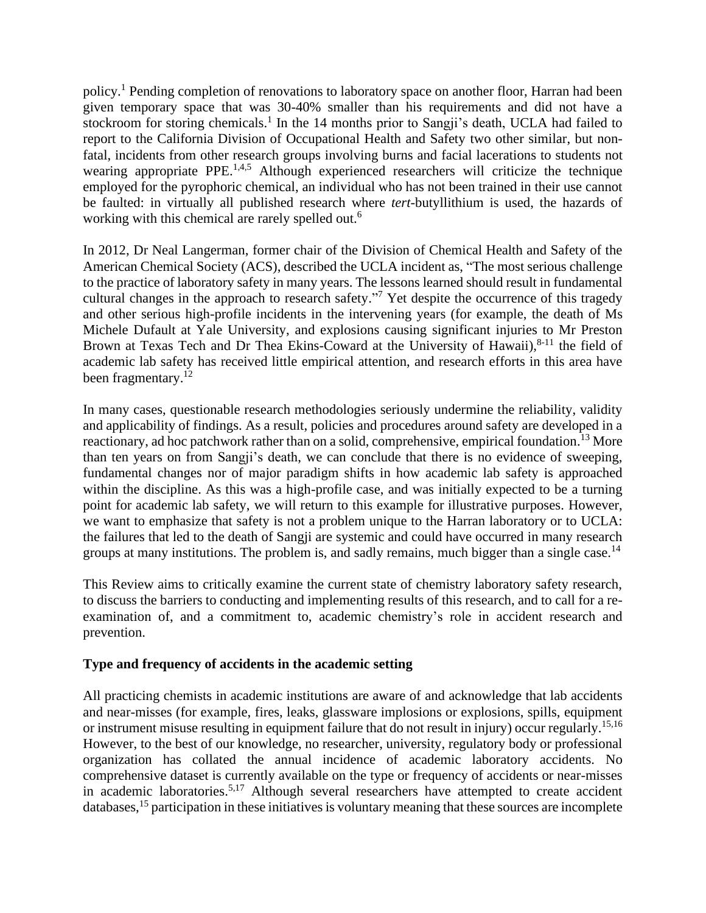policy.[1] Pending completion of renovations to laboratory space on another floor, Harran had been given temporary space that was 30-40% smaller than his requirements and did not have a stockroom for storing chemicals.[1] In the 14 months prior to Sangji's death, UCLA had failed to report to the California Division of Occupational Health and Safety two other similar, but non-fatal, incidents from other research groups involving burns and facial lacerations to students not wearing appropriate PPE.[1,4,5] Although experienced researchers will criticize the technique employed for the pyrophoric chemical, an individual who has not been trained in their use cannot be faulted: in virtually all published research where *tert*-butyllithium is used, the hazards of working with this chemical are rarely spelled out.[6]

In 2012, Dr Neal Langerman, former chair of the Division of Chemical Health and Safety of the American Chemical Society (ACS), described the UCLA incident as, "The most serious challenge to the practice of laboratory safety in many years. The lessons learned should result in fundamental cultural changes in the approach to research safety."[7] Yet despite the occurrence of this tragedy and other serious high-profile incidents in the intervening years (for example, the death of Ms Michele Dufault at Yale University, and explosions causing significant injuries to Mr Preston Brown at Texas Tech and Dr Thea Ekins-Coward at the University of Hawaii),[8-11] the field of academic lab safety has received little empirical attention, and research efforts in this area have been fragmentary.[12]

In many cases, questionable research methodologies seriously undermine the reliability, validity and applicability of findings. As a result, policies and procedures around safety are developed in a reactionary, ad hoc patchwork rather than on a solid, comprehensive, empirical foundation.[13] More than ten years on from Sangji's death, we can conclude that there is no evidence of sweeping, fundamental changes nor of major paradigm shifts in how academic lab safety is approached within the discipline. As this was a high-profile case, and was initially expected to be a turning point for academic lab safety, we will return to this example for illustrative purposes. However, we want to emphasize that safety is not a problem unique to the Harran laboratory or to UCLA: the failures that led to the death of Sangji are systemic and could have occurred in many research groups at many institutions. The problem is, and sadly remains, much bigger than a single case.[14]

This Review aims to critically examine the current state of chemistry laboratory safety research, to discuss the barriers to conducting and implementing results of this research, and to call for a re-examination of, and a commitment to, academic chemistry's role in accident research and prevention.

**Type and frequency of accidents in the academic setting**

All practicing chemists in academic institutions are aware of and acknowledge that lab accidents and near-misses (for example, fires, leaks, glassware implosions or explosions, spills, equipment or instrument misuse resulting in equipment failure that do not result in injury) occur regularly.[15,16] However, to the best of our knowledge, no researcher, university, regulatory body or professional organization has collated the annual incidence of academic laboratory accidents. No comprehensive dataset is currently available on the type or frequency of accidents or near-misses in academic laboratories.[5,17] Although several researchers have attempted to create accident databases,[15] participation in these initiatives is voluntary meaning that these sources are incomplete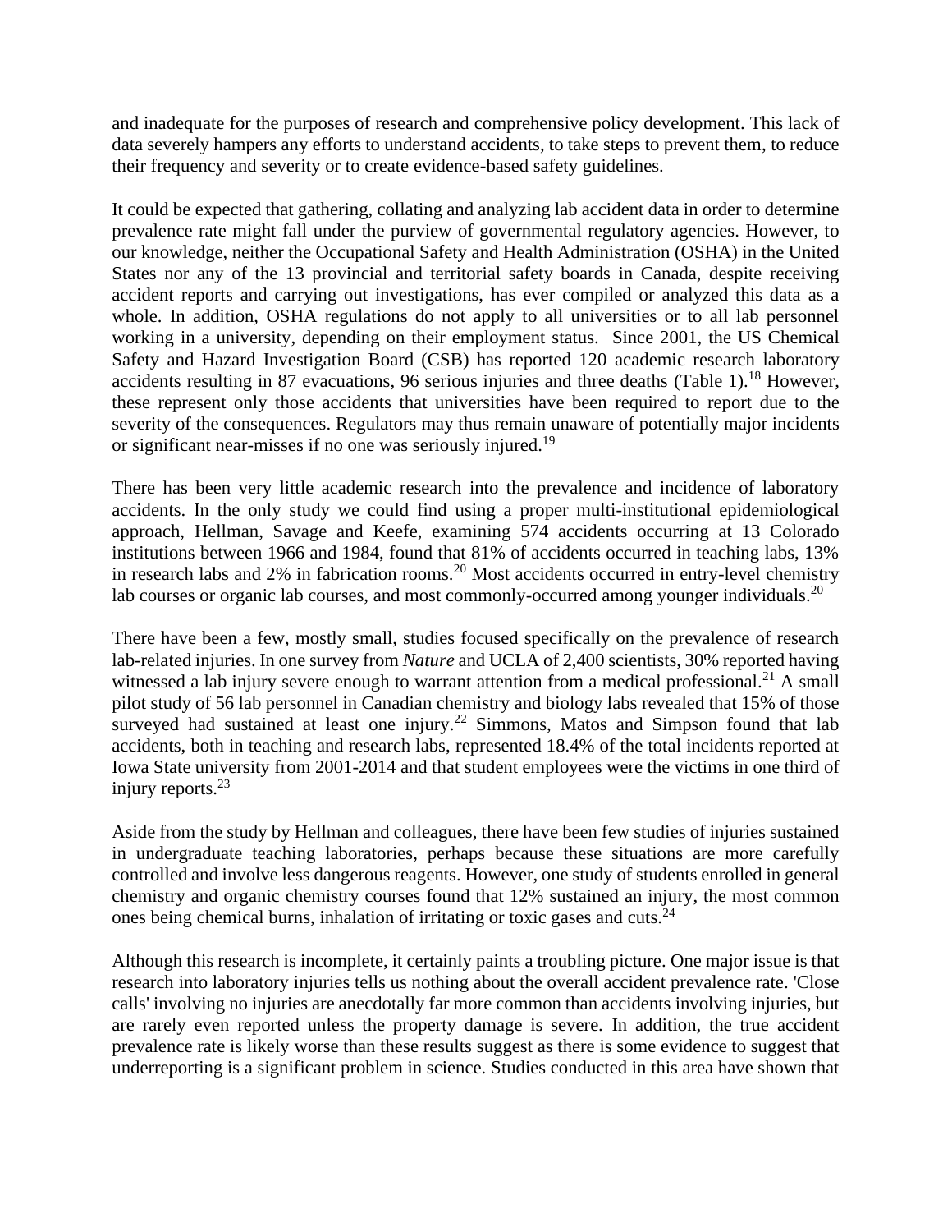and inadequate for the purposes of research and comprehensive policy development. This lack of data severely hampers any efforts to understand accidents, to take steps to prevent them, to reduce their frequency and severity or to create evidence-based safety guidelines.

It could be expected that gathering, collating and analyzing lab accident data in order to determine prevalence rate might fall under the purview of governmental regulatory agencies. However, to our knowledge, neither the Occupational Safety and Health Administration (OSHA) in the United States nor any of the 13 provincial and territorial safety boards in Canada, despite receiving accident reports and carrying out investigations, has ever compiled or analyzed this data as a whole. In addition, OSHA regulations do not apply to all universities or to all lab personnel working in a university, depending on their employment status. Since 2001, the US Chemical Safety and Hazard Investigation Board (CSB) has reported 120 academic research laboratory accidents resulting in 87 evacuations, 96 serious injuries and three deaths (Table 1).[18] However, these represent only those accidents that universities have been required to report due to the severity of the consequences. Regulators may thus remain unaware of potentially major incidents or significant near-misses if no one was seriously injured.[19]

There has been very little academic research into the prevalence and incidence of laboratory accidents. In the only study we could find using a proper multi-institutional epidemiological approach, Hellman, Savage and Keefe, examining 574 accidents occurring at 13 Colorado institutions between 1966 and 1984, found that 81% of accidents occurred in teaching labs, 13% in research labs and 2% in fabrication rooms.[20] Most accidents occurred in entry-level chemistry lab courses or organic lab courses, and most commonly-occurred among younger individuals.[20]

There have been a few, mostly small, studies focused specifically on the prevalence of research lab-related injuries. In one survey from *Nature* and UCLA of 2,400 scientists, 30% reported having witnessed a lab injury severe enough to warrant attention from a medical professional.[21] A small pilot study of 56 lab personnel in Canadian chemistry and biology labs revealed that 15% of those surveyed had sustained at least one injury.[22] Simmons, Matos and Simpson found that lab accidents, both in teaching and research labs, represented 18.4% of the total incidents reported at Iowa State university from 2001-2014 and that student employees were the victims in one third of injury reports.[23]

Aside from the study by Hellman and colleagues, there have been few studies of injuries sustained in undergraduate teaching laboratories, perhaps because these situations are more carefully controlled and involve less dangerous reagents. However, one study of students enrolled in general chemistry and organic chemistry courses found that 12% sustained an injury, the most common ones being chemical burns, inhalation of irritating or toxic gases and cuts.[24]

Although this research is incomplete, it certainly paints a troubling picture. One major issue is that research into laboratory injuries tells us nothing about the overall accident prevalence rate. 'Close calls' involving no injuries are anecdotally far more common than accidents involving injuries, but are rarely even reported unless the property damage is severe. In addition, the true accident prevalence rate is likely worse than these results suggest as there is some evidence to suggest that underreporting is a significant problem in science. Studies conducted in this area have shown that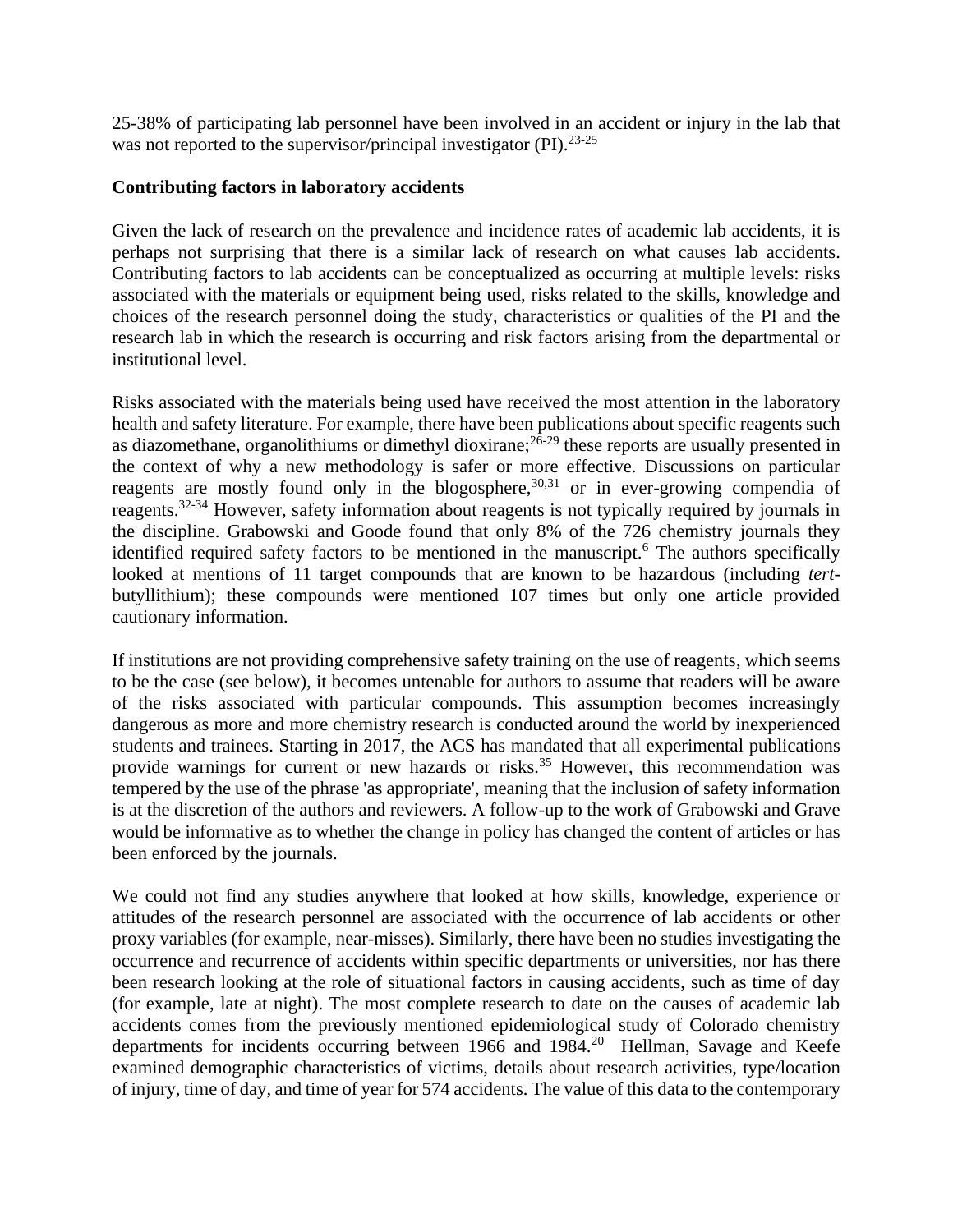25-38% of participating lab personnel have been involved in an accident or injury in the lab that was not reported to the supervisor/principal investigator (PI).[23-25]

**Contributing factors in laboratory accidents**

Given the lack of research on the prevalence and incidence rates of academic lab accidents, it is perhaps not surprising that there is a similar lack of research on what causes lab accidents. Contributing factors to lab accidents can be conceptualized as occurring at multiple levels: risks associated with the materials or equipment being used, risks related to the skills, knowledge and choices of the research personnel doing the study, characteristics or qualities of the PI and the research lab in which the research is occurring and risk factors arising from the departmental or institutional level.

Risks associated with the materials being used have received the most attention in the laboratory health and safety literature. For example, there have been publications about specific reagents such as diazomethane, organolithiums or dimethyl dioxirane;[26-29] these reports are usually presented in the context of why a new methodology is safer or more effective. Discussions on particular reagents are mostly found only in the blogosphere,[30,31] or in ever-growing compendia of reagents.[32-34] However, safety information about reagents is not typically required by journals in the discipline. Grabowski and Goode found that only 8% of the 726 chemistry journals they identified required safety factors to be mentioned in the manuscript.[6] The authors specifically looked at mentions of 11 target compounds that are known to be hazardous (including *tert*-butyllithium); these compounds were mentioned 107 times but only one article provided cautionary information.

If institutions are not providing comprehensive safety training on the use of reagents, which seems to be the case (see below), it becomes untenable for authors to assume that readers will be aware of the risks associated with particular compounds. This assumption becomes increasingly dangerous as more and more chemistry research is conducted around the world by inexperienced students and trainees. Starting in 2017, the ACS has mandated that all experimental publications provide warnings for current or new hazards or risks.[35] However, this recommendation was tempered by the use of the phrase 'as appropriate', meaning that the inclusion of safety information is at the discretion of the authors and reviewers. A follow-up to the work of Grabowski and Grave would be informative as to whether the change in policy has changed the content of articles or has been enforced by the journals.

We could not find any studies anywhere that looked at how skills, knowledge, experience or attitudes of the research personnel are associated with the occurrence of lab accidents or other proxy variables (for example, near-misses). Similarly, there have been no studies investigating the occurrence and recurrence of accidents within specific departments or universities, nor has there been research looking at the role of situational factors in causing accidents, such as time of day (for example, late at night). The most complete research to date on the causes of academic lab accidents comes from the previously mentioned epidemiological study of Colorado chemistry departments for incidents occurring between 1966 and 1984.[20] Hellman, Savage and Keefe examined demographic characteristics of victims, details about research activities, type/location of injury, time of day, and time of year for 574 accidents. The value of this data to the contemporary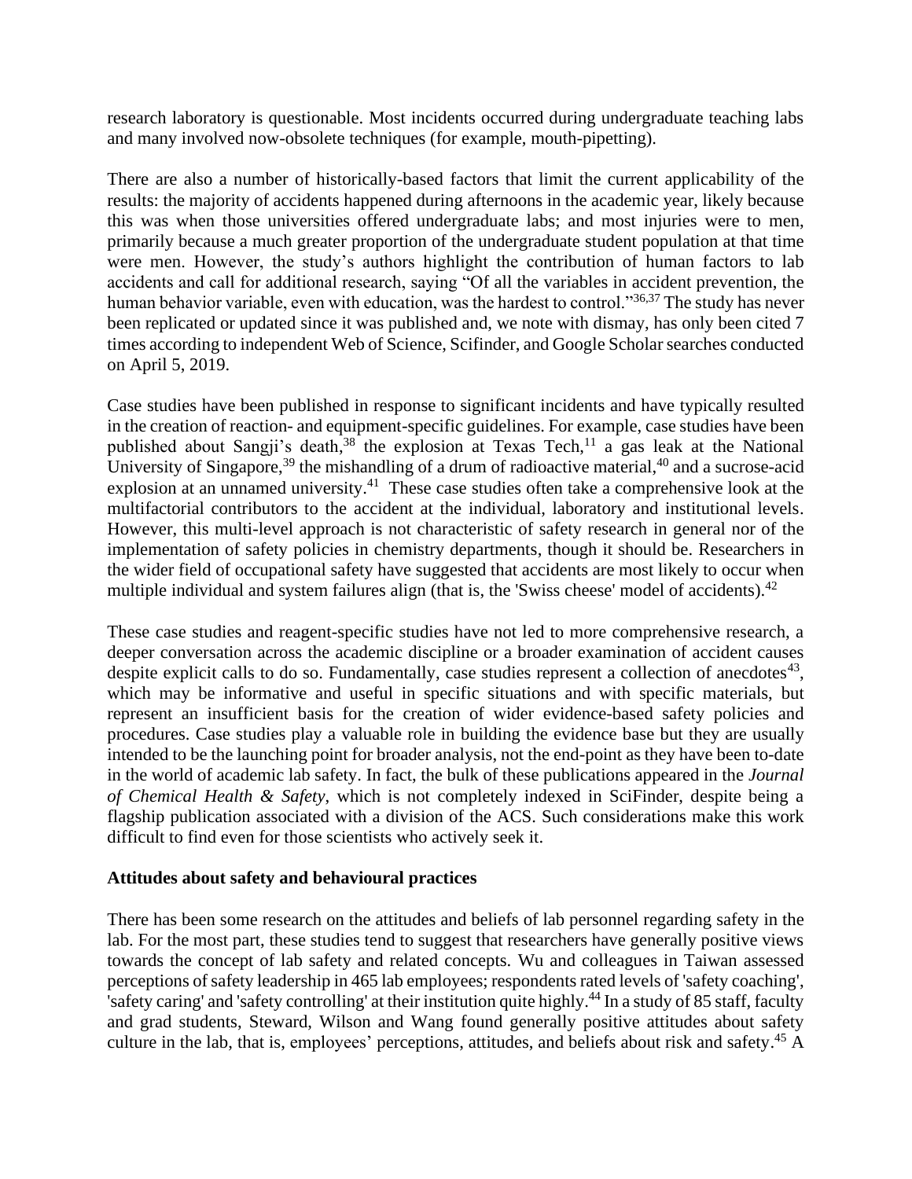research laboratory is questionable. Most incidents occurred during undergraduate teaching labs and many involved now-obsolete techniques (for example, mouth-pipetting).

There are also a number of historically-based factors that limit the current applicability of the results: the majority of accidents happened during afternoons in the academic year, likely because this was when those universities offered undergraduate labs; and most injuries were to men, primarily because a much greater proportion of the undergraduate student population at that time were men. However, the study's authors highlight the contribution of human factors to lab accidents and call for additional research, saying "Of all the variables in accident prevention, the human behavior variable, even with education, was the hardest to control."[36,37] The study has never been replicated or updated since it was published and, we note with dismay, has only been cited 7 times according to independent Web of Science, Scifinder, and Google Scholar searches conducted on April 5, 2019.

Case studies have been published in response to significant incidents and have typically resulted in the creation of reaction- and equipment-specific guidelines. For example, case studies have been published about Sangji's death,[38] the explosion at Texas Tech,[11] a gas leak at the National University of Singapore,[39] the mishandling of a drum of radioactive material,[40] and a sucrose-acid explosion at an unnamed university.[41] These case studies often take a comprehensive look at the multifactorial contributors to the accident at the individual, laboratory and institutional levels. However, this multi-level approach is not characteristic of safety research in general nor of the implementation of safety policies in chemistry departments, though it should be. Researchers in the wider field of occupational safety have suggested that accidents are most likely to occur when multiple individual and system failures align (that is, the 'Swiss cheese' model of accidents).[42]

These case studies and reagent-specific studies have not led to more comprehensive research, a deeper conversation across the academic discipline or a broader examination of accident causes despite explicit calls to do so. Fundamentally, case studies represent a collection of anecdotes[43], which may be informative and useful in specific situations and with specific materials, but represent an insufficient basis for the creation of wider evidence-based safety policies and procedures. Case studies play a valuable role in building the evidence base but they are usually intended to be the launching point for broader analysis, not the end-point as they have been to-date in the world of academic lab safety. In fact, the bulk of these publications appeared in the *Journal of Chemical Health & Safety*, which is not completely indexed in SciFinder, despite being a flagship publication associated with a division of the ACS. Such considerations make this work difficult to find even for those scientists who actively seek it.

## Attitudes about safety and behavioural practices

There has been some research on the attitudes and beliefs of lab personnel regarding safety in the lab. For the most part, these studies tend to suggest that researchers have generally positive views towards the concept of lab safety and related concepts. Wu and colleagues in Taiwan assessed perceptions of safety leadership in 465 lab employees; respondents rated levels of 'safety coaching', 'safety caring' and 'safety controlling' at their institution quite highly.[44] In a study of 85 staff, faculty and grad students, Steward, Wilson and Wang found generally positive attitudes about safety culture in the lab, that is, employees' perceptions, attitudes, and beliefs about risk and safety.[45] A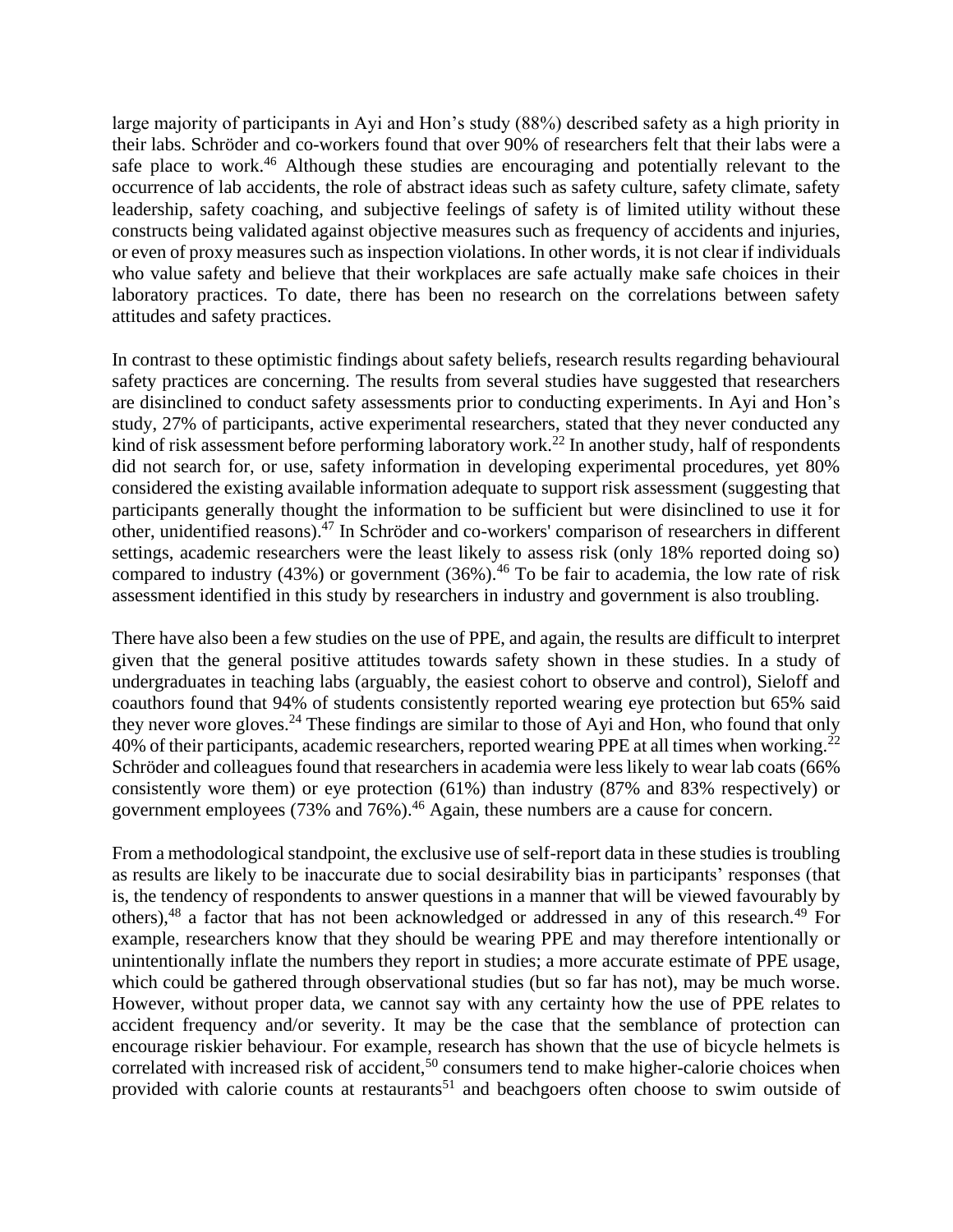large majority of participants in Ayi and Hon's study (88%) described safety as a high priority in their labs. Schröder and co-workers found that over 90% of researchers felt that their labs were a safe place to work.[46] Although these studies are encouraging and potentially relevant to the occurrence of lab accidents, the role of abstract ideas such as safety culture, safety climate, safety leadership, safety coaching, and subjective feelings of safety is of limited utility without these constructs being validated against objective measures such as frequency of accidents and injuries, or even of proxy measures such as inspection violations. In other words, it is not clear if individuals who value safety and believe that their workplaces are safe actually make safe choices in their laboratory practices. To date, there has been no research on the correlations between safety attitudes and safety practices.

In contrast to these optimistic findings about safety beliefs, research results regarding behavioural safety practices are concerning. The results from several studies have suggested that researchers are disinclined to conduct safety assessments prior to conducting experiments. In Ayi and Hon's study, 27% of participants, active experimental researchers, stated that they never conducted any kind of risk assessment before performing laboratory work.[22] In another study, half of respondents did not search for, or use, safety information in developing experimental procedures, yet 80% considered the existing available information adequate to support risk assessment (suggesting that participants generally thought the information to be sufficient but were disinclined to use it for other, unidentified reasons).[47] In Schröder and co-workers' comparison of researchers in different settings, academic researchers were the least likely to assess risk (only 18% reported doing so) compared to industry (43%) or government (36%).[46] To be fair to academia, the low rate of risk assessment identified in this study by researchers in industry and government is also troubling.

There have also been a few studies on the use of PPE, and again, the results are difficult to interpret given that the general positive attitudes towards safety shown in these studies. In a study of undergraduates in teaching labs (arguably, the easiest cohort to observe and control), Sieloff and coauthors found that 94% of students consistently reported wearing eye protection but 65% said they never wore gloves.[24] These findings are similar to those of Ayi and Hon, who found that only 40% of their participants, academic researchers, reported wearing PPE at all times when working.[22] Schröder and colleagues found that researchers in academia were less likely to wear lab coats (66% consistently wore them) or eye protection (61%) than industry (87% and 83% respectively) or government employees (73% and 76%).[46] Again, these numbers are a cause for concern.

From a methodological standpoint, the exclusive use of self-report data in these studies is troubling as results are likely to be inaccurate due to social desirability bias in participants' responses (that is, the tendency of respondents to answer questions in a manner that will be viewed favourably by others),[48] a factor that has not been acknowledged or addressed in any of this research.[49] For example, researchers know that they should be wearing PPE and may therefore intentionally or unintentionally inflate the numbers they report in studies; a more accurate estimate of PPE usage, which could be gathered through observational studies (but so far has not), may be much worse. However, without proper data, we cannot say with any certainty how the use of PPE relates to accident frequency and/or severity. It may be the case that the semblance of protection can encourage riskier behaviour. For example, research has shown that the use of bicycle helmets is correlated with increased risk of accident,[50] consumers tend to make higher-calorie choices when provided with calorie counts at restaurants[51] and beachgoers often choose to swim outside of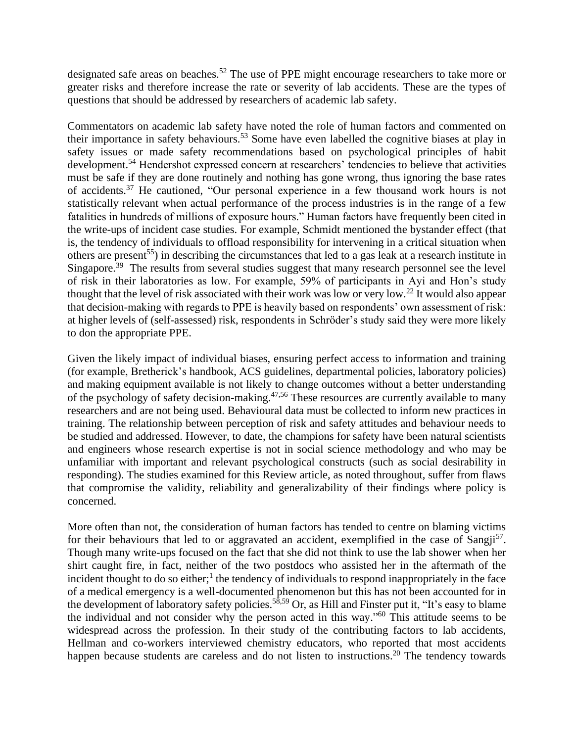designated safe areas on beaches.[52] The use of PPE might encourage researchers to take more or greater risks and therefore increase the rate or severity of lab accidents. These are the types of questions that should be addressed by researchers of academic lab safety.

Commentators on academic lab safety have noted the role of human factors and commented on their importance in safety behaviours.[53] Some have even labelled the cognitive biases at play in safety issues or made safety recommendations based on psychological principles of habit development.[54] Hendershot expressed concern at researchers' tendencies to believe that activities must be safe if they are done routinely and nothing has gone wrong, thus ignoring the base rates of accidents.[37] He cautioned, "Our personal experience in a few thousand work hours is not statistically relevant when actual performance of the process industries is in the range of a few fatalities in hundreds of millions of exposure hours." Human factors have frequently been cited in the write-ups of incident case studies. For example, Schmidt mentioned the bystander effect (that is, the tendency of individuals to offload responsibility for intervening in a critical situation when others are present[55]) in describing the circumstances that led to a gas leak at a research institute in Singapore.[39] The results from several studies suggest that many research personnel see the level of risk in their laboratories as low. For example, 59% of participants in Ayi and Hon's study thought that the level of risk associated with their work was low or very low.[22] It would also appear that decision-making with regards to PPE is heavily based on respondents' own assessment of risk: at higher levels of (self-assessed) risk, respondents in Schröder's study said they were more likely to don the appropriate PPE.

Given the likely impact of individual biases, ensuring perfect access to information and training (for example, Bretherick's handbook, ACS guidelines, departmental policies, laboratory policies) and making equipment available is not likely to change outcomes without a better understanding of the psychology of safety decision-making.[47,56] These resources are currently available to many researchers and are not being used. Behavioural data must be collected to inform new practices in training. The relationship between perception of risk and safety attitudes and behaviour needs to be studied and addressed. However, to date, the champions for safety have been natural scientists and engineers whose research expertise is not in social science methodology and who may be unfamiliar with important and relevant psychological constructs (such as social desirability in responding). The studies examined for this Review article, as noted throughout, suffer from flaws that compromise the validity, reliability and generalizability of their findings where policy is concerned.

More often than not, the consideration of human factors has tended to centre on blaming victims for their behaviours that led to or aggravated an accident, exemplified in the case of Sangji[57]. Though many write-ups focused on the fact that she did not think to use the lab shower when her shirt caught fire, in fact, neither of the two postdocs who assisted her in the aftermath of the incident thought to do so either;[1] the tendency of individuals to respond inappropriately in the face of a medical emergency is a well-documented phenomenon but this has not been accounted for in the development of laboratory safety policies.[58,59] Or, as Hill and Finster put it, "It's easy to blame the individual and not consider why the person acted in this way."[60] This attitude seems to be widespread across the profession. In their study of the contributing factors to lab accidents, Hellman and co-workers interviewed chemistry educators, who reported that most accidents happen because students are careless and do not listen to instructions.[20] The tendency towards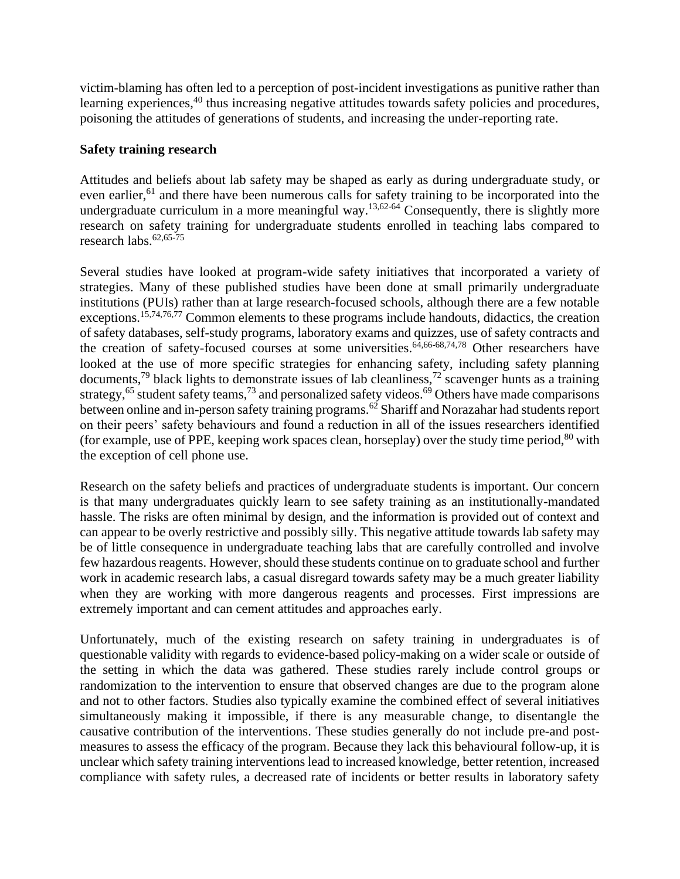victim-blaming has often led to a perception of post-incident investigations as punitive rather than learning experiences,[40] thus increasing negative attitudes towards safety policies and procedures, poisoning the attitudes of generations of students, and increasing the under-reporting rate.

**Safety training research**

Attitudes and beliefs about lab safety may be shaped as early as during undergraduate study, or even earlier,[61] and there have been numerous calls for safety training to be incorporated into the undergraduate curriculum in a more meaningful way.[13,62-64] Consequently, there is slightly more research on safety training for undergraduate students enrolled in teaching labs compared to research labs.[62,65-75]

Several studies have looked at program-wide safety initiatives that incorporated a variety of strategies. Many of these published studies have been done at small primarily undergraduate institutions (PUIs) rather than at large research-focused schools, although there are a few notable exceptions.[15,74,76,77] Common elements to these programs include handouts, didactics, the creation of safety databases, self-study programs, laboratory exams and quizzes, use of safety contracts and the creation of safety-focused courses at some universities.[64,66-68,74,78] Other researchers have looked at the use of more specific strategies for enhancing safety, including safety planning documents,[79] black lights to demonstrate issues of lab cleanliness,[72] scavenger hunts as a training strategy,[65] student safety teams,[73] and personalized safety videos.[69] Others have made comparisons between online and in-person safety training programs.[62] Shariff and Norazahar had students report on their peers' safety behaviours and found a reduction in all of the issues researchers identified (for example, use of PPE, keeping work spaces clean, horseplay) over the study time period,[80] with the exception of cell phone use.

Research on the safety beliefs and practices of undergraduate students is important. Our concern is that many undergraduates quickly learn to see safety training as an institutionally-mandated hassle. The risks are often minimal by design, and the information is provided out of context and can appear to be overly restrictive and possibly silly. This negative attitude towards lab safety may be of little consequence in undergraduate teaching labs that are carefully controlled and involve few hazardous reagents. However, should these students continue on to graduate school and further work in academic research labs, a casual disregard towards safety may be a much greater liability when they are working with more dangerous reagents and processes. First impressions are extremely important and can cement attitudes and approaches early.

Unfortunately, much of the existing research on safety training in undergraduates is of questionable validity with regards to evidence-based policy-making on a wider scale or outside of the setting in which the data was gathered. These studies rarely include control groups or randomization to the intervention to ensure that observed changes are due to the program alone and not to other factors. Studies also typically examine the combined effect of several initiatives simultaneously making it impossible, if there is any measurable change, to disentangle the causative contribution of the interventions. These studies generally do not include pre-and post-measures to assess the efficacy of the program. Because they lack this behavioural follow-up, it is unclear which safety training interventions lead to increased knowledge, better retention, increased compliance with safety rules, a decreased rate of incidents or better results in laboratory safety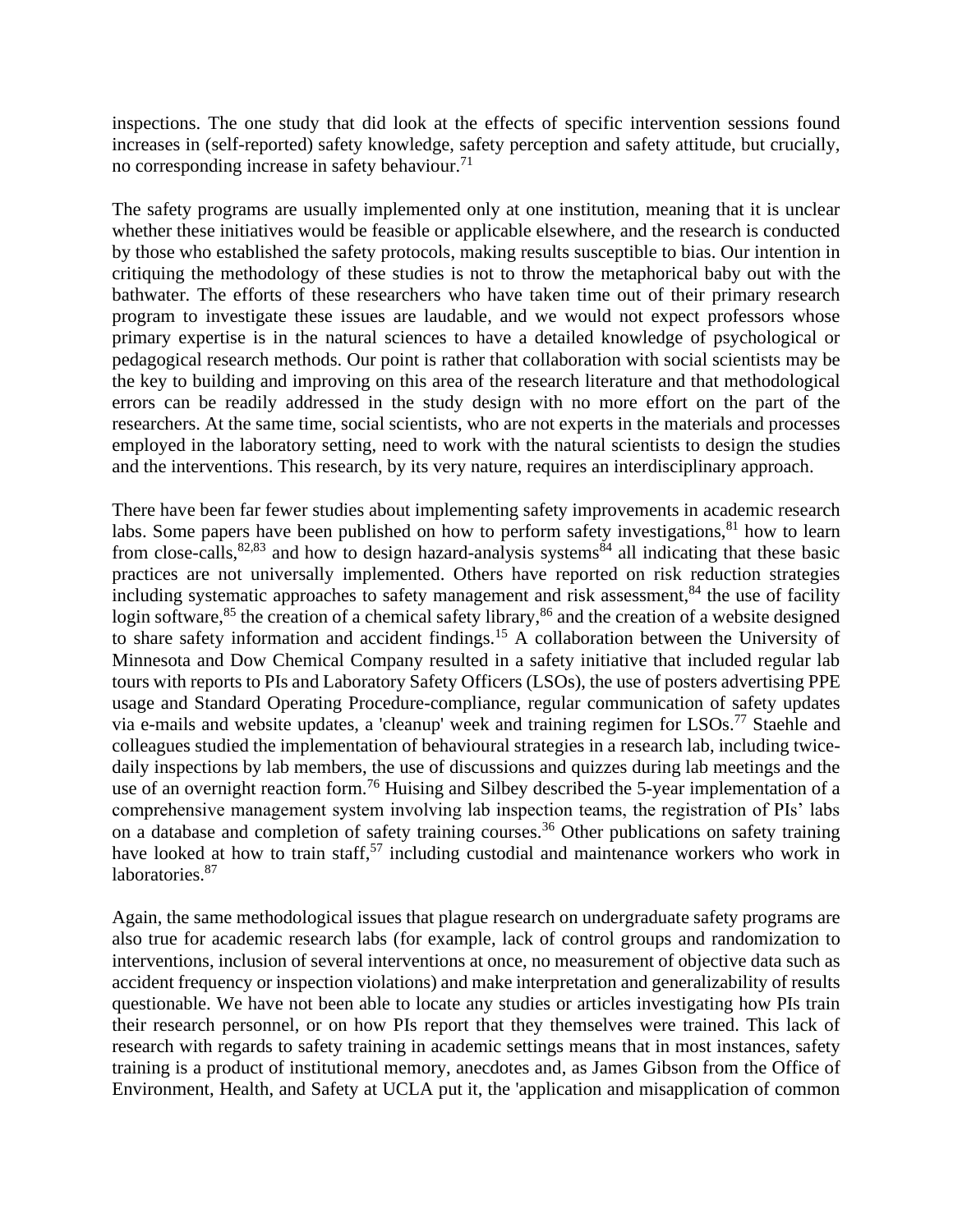inspections. The one study that did look at the effects of specific intervention sessions found increases in (self-reported) safety knowledge, safety perception and safety attitude, but crucially, no corresponding increase in safety behaviour.[71]

The safety programs are usually implemented only at one institution, meaning that it is unclear whether these initiatives would be feasible or applicable elsewhere, and the research is conducted by those who established the safety protocols, making results susceptible to bias. Our intention in critiquing the methodology of these studies is not to throw the metaphorical baby out with the bathwater. The efforts of these researchers who have taken time out of their primary research program to investigate these issues are laudable, and we would not expect professors whose primary expertise is in the natural sciences to have a detailed knowledge of psychological or pedagogical research methods. Our point is rather that collaboration with social scientists may be the key to building and improving on this area of the research literature and that methodological errors can be readily addressed in the study design with no more effort on the part of the researchers. At the same time, social scientists, who are not experts in the materials and processes employed in the laboratory setting, need to work with the natural scientists to design the studies and the interventions. This research, by its very nature, requires an interdisciplinary approach.

There have been far fewer studies about implementing safety improvements in academic research labs. Some papers have been published on how to perform safety investigations,[81] how to learn from close-calls,[82,83] and how to design hazard-analysis systems[84] all indicating that these basic practices are not universally implemented. Others have reported on risk reduction strategies including systematic approaches to safety management and risk assessment,[84] the use of facility login software,[85] the creation of a chemical safety library,[86] and the creation of a website designed to share safety information and accident findings.[15] A collaboration between the University of Minnesota and Dow Chemical Company resulted in a safety initiative that included regular lab tours with reports to PIs and Laboratory Safety Officers (LSOs), the use of posters advertising PPE usage and Standard Operating Procedure-compliance, regular communication of safety updates via e-mails and website updates, a 'cleanup' week and training regimen for LSOs.[77] Staehle and colleagues studied the implementation of behavioural strategies in a research lab, including twice-daily inspections by lab members, the use of discussions and quizzes during lab meetings and the use of an overnight reaction form.[76] Huising and Silbey described the 5-year implementation of a comprehensive management system involving lab inspection teams, the registration of PIs' labs on a database and completion of safety training courses.[36] Other publications on safety training have looked at how to train staff,[57] including custodial and maintenance workers who work in laboratories.[87]

Again, the same methodological issues that plague research on undergraduate safety programs are also true for academic research labs (for example, lack of control groups and randomization to interventions, inclusion of several interventions at once, no measurement of objective data such as accident frequency or inspection violations) and make interpretation and generalizability of results questionable. We have not been able to locate any studies or articles investigating how PIs train their research personnel, or on how PIs report that they themselves were trained. This lack of research with regards to safety training in academic settings means that in most instances, safety training is a product of institutional memory, anecdotes and, as James Gibson from the Office of Environment, Health, and Safety at UCLA put it, the 'application and misapplication of common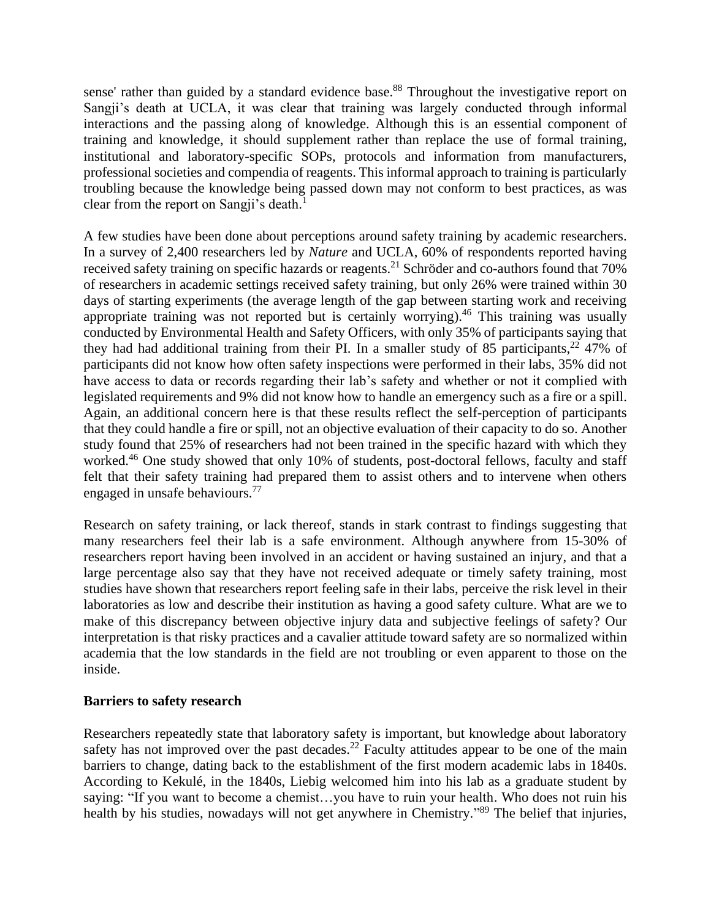sense' rather than guided by a standard evidence base.[88] Throughout the investigative report on Sangji's death at UCLA, it was clear that training was largely conducted through informal interactions and the passing along of knowledge. Although this is an essential component of training and knowledge, it should supplement rather than replace the use of formal training, institutional and laboratory-specific SOPs, protocols and information from manufacturers, professional societies and compendia of reagents. This informal approach to training is particularly troubling because the knowledge being passed down may not conform to best practices, as was clear from the report on Sangji's death.[1]

A few studies have been done about perceptions around safety training by academic researchers. In a survey of 2,400 researchers led by *Nature* and UCLA, 60% of respondents reported having received safety training on specific hazards or reagents.[21] Schröder and co-authors found that 70% of researchers in academic settings received safety training, but only 26% were trained within 30 days of starting experiments (the average length of the gap between starting work and receiving appropriate training was not reported but is certainly worrying).[46] This training was usually conducted by Environmental Health and Safety Officers, with only 35% of participants saying that they had had additional training from their PI. In a smaller study of 85 participants,[22] 47% of participants did not know how often safety inspections were performed in their labs, 35% did not have access to data or records regarding their lab's safety and whether or not it complied with legislated requirements and 9% did not know how to handle an emergency such as a fire or a spill. Again, an additional concern here is that these results reflect the self-perception of participants that they could handle a fire or spill, not an objective evaluation of their capacity to do so. Another study found that 25% of researchers had not been trained in the specific hazard with which they worked.[46] One study showed that only 10% of students, post-doctoral fellows, faculty and staff felt that their safety training had prepared them to assist others and to intervene when others engaged in unsafe behaviours.[77]

Research on safety training, or lack thereof, stands in stark contrast to findings suggesting that many researchers feel their lab is a safe environment. Although anywhere from 15-30% of researchers report having been involved in an accident or having sustained an injury, and that a large percentage also say that they have not received adequate or timely safety training, most studies have shown that researchers report feeling safe in their labs, perceive the risk level in their laboratories as low and describe their institution as having a good safety culture. What are we to make of this discrepancy between objective injury data and subjective feelings of safety? Our interpretation is that risky practices and a cavalier attitude toward safety are so normalized within academia that the low standards in the field are not troubling or even apparent to those on the inside.

**Barriers to safety research**

Researchers repeatedly state that laboratory safety is important, but knowledge about laboratory safety has not improved over the past decades.[22] Faculty attitudes appear to be one of the main barriers to change, dating back to the establishment of the first modern academic labs in 1840s. According to Kekulé, in the 1840s, Liebig welcomed him into his lab as a graduate student by saying: "If you want to become a chemist…you have to ruin your health. Who does not ruin his health by his studies, nowadays will not get anywhere in Chemistry."[89] The belief that injuries,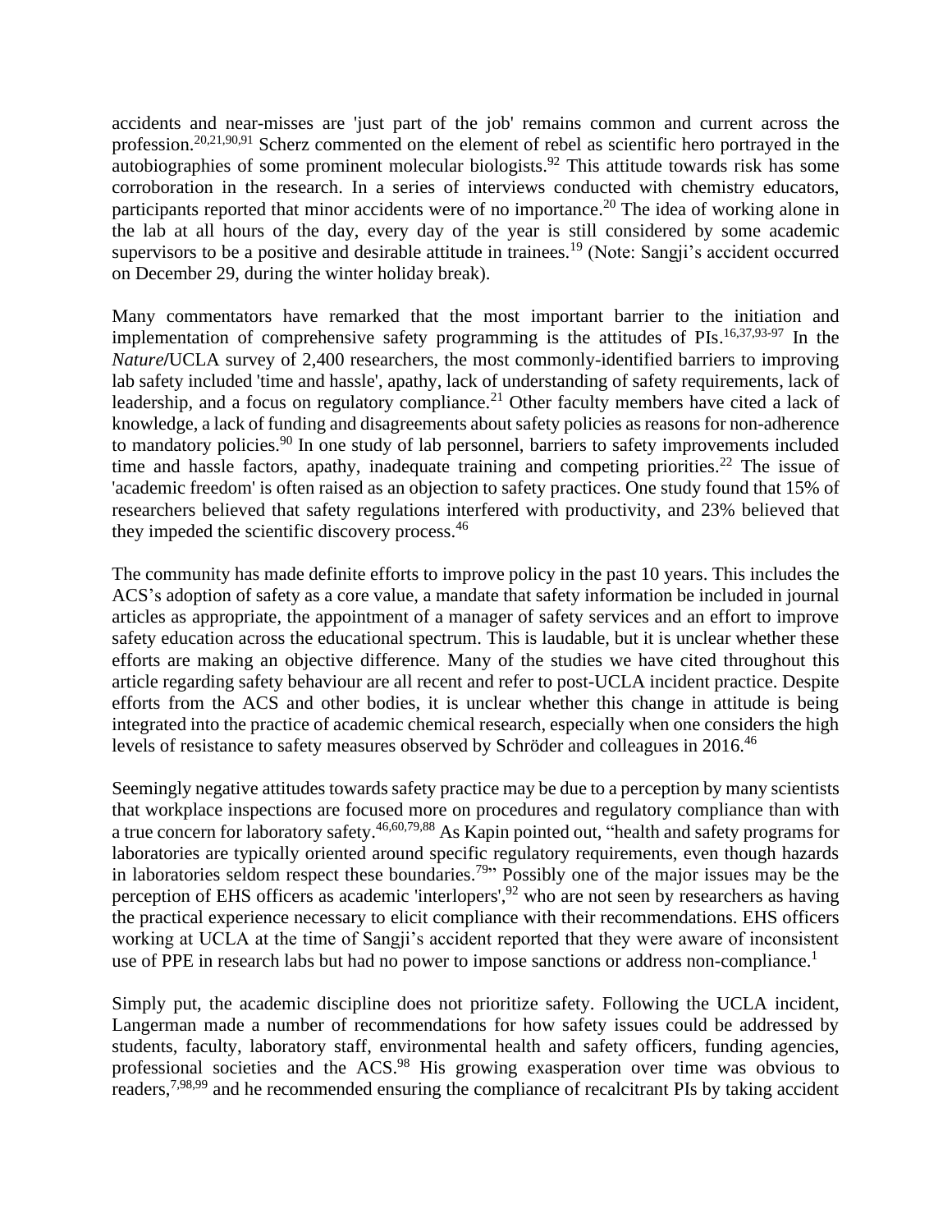accidents and near-misses are 'just part of the job' remains common and current across the profession.[20,21,90,91] Scherz commented on the element of rebel as scientific hero portrayed in the autobiographies of some prominent molecular biologists.[92] This attitude towards risk has some corroboration in the research. In a series of interviews conducted with chemistry educators, participants reported that minor accidents were of no importance.[20] The idea of working alone in the lab at all hours of the day, every day of the year is still considered by some academic supervisors to be a positive and desirable attitude in trainees.[19] (Note: Sangji's accident occurred on December 29, during the winter holiday break).

Many commentators have remarked that the most important barrier to the initiation and implementation of comprehensive safety programming is the attitudes of PIs.[16,37,93-97] In the *Nature*/UCLA survey of 2,400 researchers, the most commonly-identified barriers to improving lab safety included 'time and hassle', apathy, lack of understanding of safety requirements, lack of leadership, and a focus on regulatory compliance.[21] Other faculty members have cited a lack of knowledge, a lack of funding and disagreements about safety policies as reasons for non-adherence to mandatory policies.[90] In one study of lab personnel, barriers to safety improvements included time and hassle factors, apathy, inadequate training and competing priorities.[22] The issue of 'academic freedom' is often raised as an objection to safety practices. One study found that 15% of researchers believed that safety regulations interfered with productivity, and 23% believed that they impeded the scientific discovery process.[46]

The community has made definite efforts to improve policy in the past 10 years. This includes the ACS's adoption of safety as a core value, a mandate that safety information be included in journal articles as appropriate, the appointment of a manager of safety services and an effort to improve safety education across the educational spectrum. This is laudable, but it is unclear whether these efforts are making an objective difference. Many of the studies we have cited throughout this article regarding safety behaviour are all recent and refer to post-UCLA incident practice. Despite efforts from the ACS and other bodies, it is unclear whether this change in attitude is being integrated into the practice of academic chemical research, especially when one considers the high levels of resistance to safety measures observed by Schröder and colleagues in 2016.[46]

Seemingly negative attitudes towards safety practice may be due to a perception by many scientists that workplace inspections are focused more on procedures and regulatory compliance than with a true concern for laboratory safety.[46,60,79,88] As Kapin pointed out, "health and safety programs for laboratories are typically oriented around specific regulatory requirements, even though hazards in laboratories seldom respect these boundaries.[79]" Possibly one of the major issues may be the perception of EHS officers as academic 'interlopers',[92] who are not seen by researchers as having the practical experience necessary to elicit compliance with their recommendations. EHS officers working at UCLA at the time of Sangji's accident reported that they were aware of inconsistent use of PPE in research labs but had no power to impose sanctions or address non-compliance.[1]

Simply put, the academic discipline does not prioritize safety. Following the UCLA incident, Langerman made a number of recommendations for how safety issues could be addressed by students, faculty, laboratory staff, environmental health and safety officers, funding agencies, professional societies and the ACS.[98] His growing exasperation over time was obvious to readers,[7,98,99] and he recommended ensuring the compliance of recalcitrant PIs by taking accident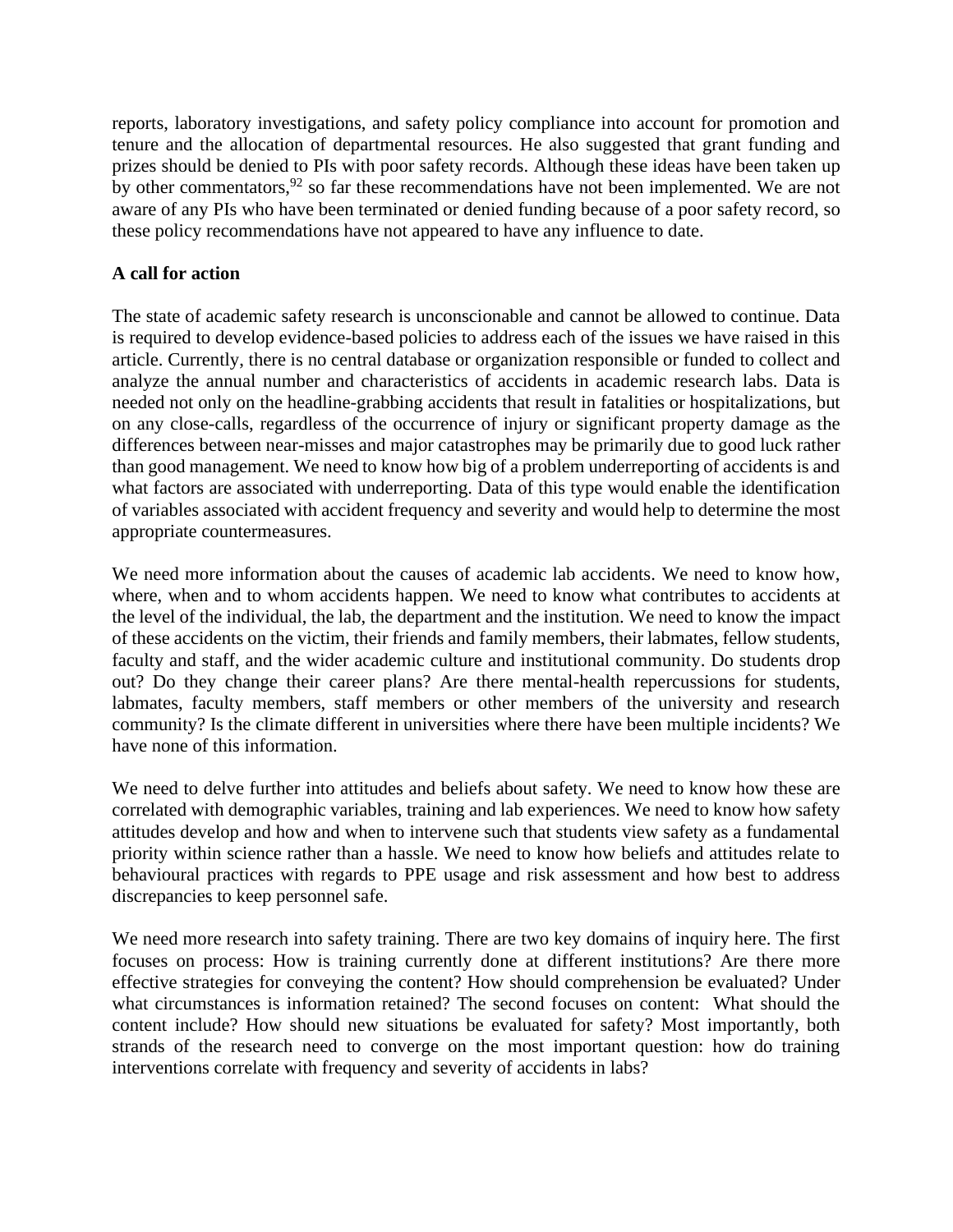reports, laboratory investigations, and safety policy compliance into account for promotion and tenure and the allocation of departmental resources. He also suggested that grant funding and prizes should be denied to PIs with poor safety records. Although these ideas have been taken up by other commentators,[92] so far these recommendations have not been implemented. We are not aware of any PIs who have been terminated or denied funding because of a poor safety record, so these policy recommendations have not appeared to have any influence to date.

**A call for action**

The state of academic safety research is unconscionable and cannot be allowed to continue. Data is required to develop evidence-based policies to address each of the issues we have raised in this article. Currently, there is no central database or organization responsible or funded to collect and analyze the annual number and characteristics of accidents in academic research labs. Data is needed not only on the headline-grabbing accidents that result in fatalities or hospitalizations, but on any close-calls, regardless of the occurrence of injury or significant property damage as the differences between near-misses and major catastrophes may be primarily due to good luck rather than good management. We need to know how big of a problem underreporting of accidents is and what factors are associated with underreporting. Data of this type would enable the identification of variables associated with accident frequency and severity and would help to determine the most appropriate countermeasures.

We need more information about the causes of academic lab accidents. We need to know how, where, when and to whom accidents happen. We need to know what contributes to accidents at the level of the individual, the lab, the department and the institution. We need to know the impact of these accidents on the victim, their friends and family members, their labmates, fellow students, faculty and staff, and the wider academic culture and institutional community. Do students drop out? Do they change their career plans? Are there mental-health repercussions for students, labmates, faculty members, staff members or other members of the university and research community? Is the climate different in universities where there have been multiple incidents? We have none of this information.

We need to delve further into attitudes and beliefs about safety. We need to know how these are correlated with demographic variables, training and lab experiences. We need to know how safety attitudes develop and how and when to intervene such that students view safety as a fundamental priority within science rather than a hassle. We need to know how beliefs and attitudes relate to behavioural practices with regards to PPE usage and risk assessment and how best to address discrepancies to keep personnel safe.

We need more research into safety training. There are two key domains of inquiry here. The first focuses on process: How is training currently done at different institutions? Are there more effective strategies for conveying the content? How should comprehension be evaluated? Under what circumstances is information retained? The second focuses on content: What should the content include? How should new situations be evaluated for safety? Most importantly, both strands of the research need to converge on the most important question: how do training interventions correlate with frequency and severity of accidents in labs?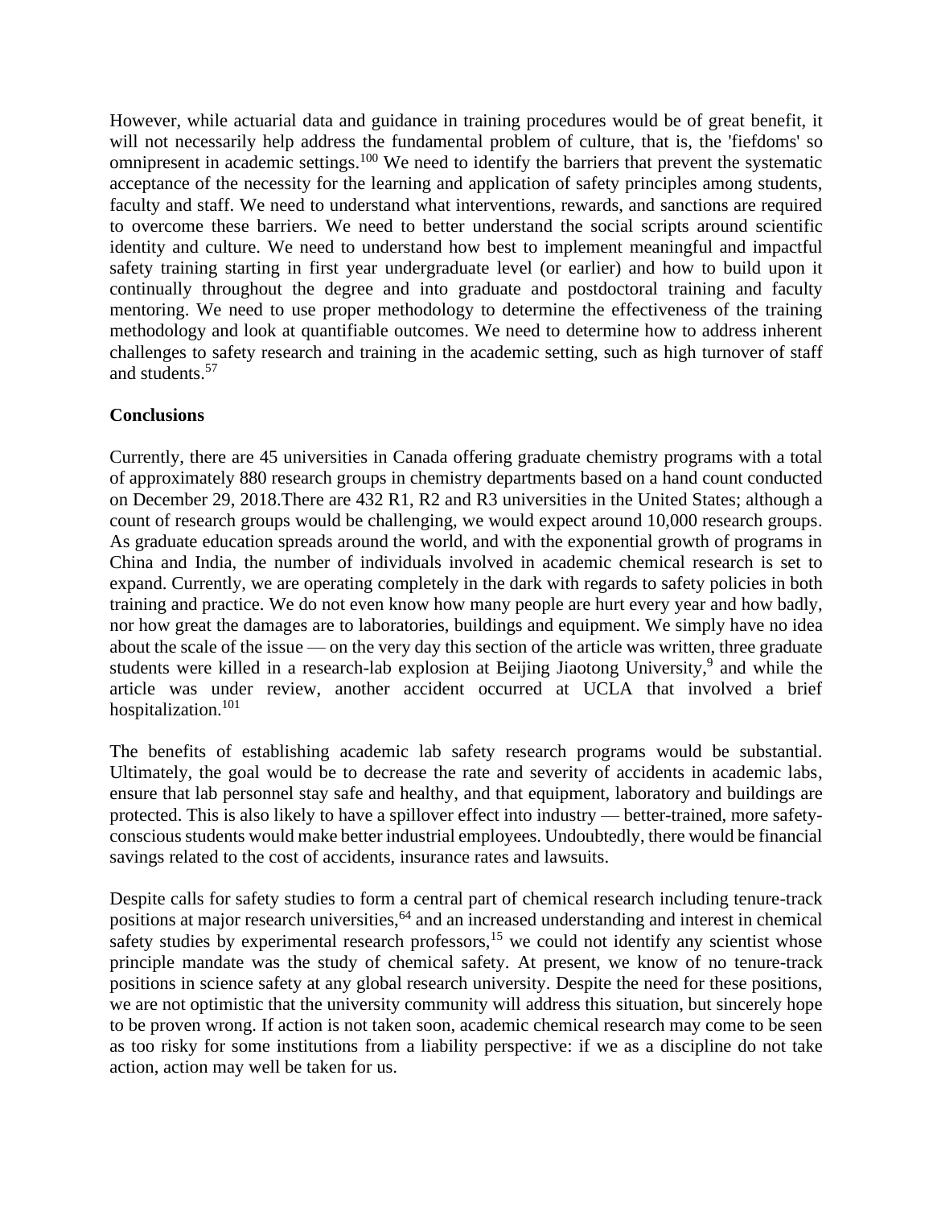However, while actuarial data and guidance in training procedures would be of great benefit, it will not necessarily help address the fundamental problem of culture, that is, the 'fiefdoms' so omnipresent in academic settings.[100] We need to identify the barriers that prevent the systematic acceptance of the necessity for the learning and application of safety principles among students, faculty and staff. We need to understand what interventions, rewards, and sanctions are required to overcome these barriers. We need to better understand the social scripts around scientific identity and culture. We need to understand how best to implement meaningful and impactful safety training starting in first year undergraduate level (or earlier) and how to build upon it continually throughout the degree and into graduate and postdoctoral training and faculty mentoring. We need to use proper methodology to determine the effectiveness of the training methodology and look at quantifiable outcomes. We need to determine how to address inherent challenges to safety research and training in the academic setting, such as high turnover of staff and students.[57]

## Conclusions

Currently, there are 45 universities in Canada offering graduate chemistry programs with a total of approximately 880 research groups in chemistry departments based on a hand count conducted on December 29, 2018.There are 432 R1, R2 and R3 universities in the United States; although a count of research groups would be challenging, we would expect around 10,000 research groups. As graduate education spreads around the world, and with the exponential growth of programs in China and India, the number of individuals involved in academic chemical research is set to expand. Currently, we are operating completely in the dark with regards to safety policies in both training and practice. We do not even know how many people are hurt every year and how badly, nor how great the damages are to laboratories, buildings and equipment. We simply have no idea about the scale of the issue — on the very day this section of the article was written, three graduate students were killed in a research-lab explosion at Beijing Jiaotong University,[9] and while the article was under review, another accident occurred at UCLA that involved a brief hospitalization.[101]

The benefits of establishing academic lab safety research programs would be substantial. Ultimately, the goal would be to decrease the rate and severity of accidents in academic labs, ensure that lab personnel stay safe and healthy, and that equipment, laboratory and buildings are protected. This is also likely to have a spillover effect into industry — better-trained, more safety-conscious students would make better industrial employees. Undoubtedly, there would be financial savings related to the cost of accidents, insurance rates and lawsuits.

Despite calls for safety studies to form a central part of chemical research including tenure-track positions at major research universities,[64] and an increased understanding and interest in chemical safety studies by experimental research professors,[15] we could not identify any scientist whose principle mandate was the study of chemical safety. At present, we know of no tenure-track positions in science safety at any global research university. Despite the need for these positions, we are not optimistic that the university community will address this situation, but sincerely hope to be proven wrong. If action is not taken soon, academic chemical research may come to be seen as too risky for some institutions from a liability perspective: if we as a discipline do not take action, action may well be taken for us.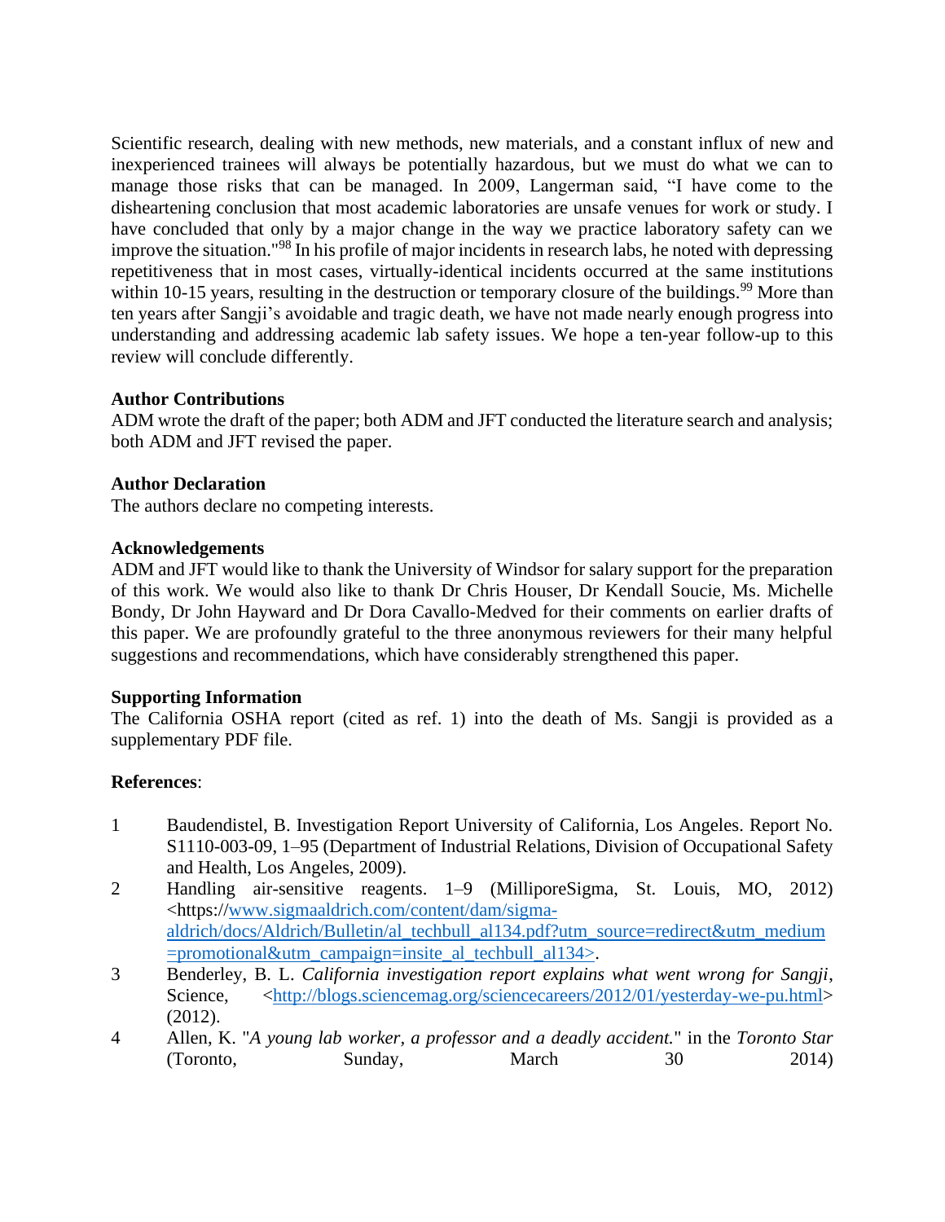Scientific research, dealing with new methods, new materials, and a constant influx of new and inexperienced trainees will always be potentially hazardous, but we must do what we can to manage those risks that can be managed. In 2009, Langerman said, "I have come to the disheartening conclusion that most academic laboratories are unsafe venues for work or study. I have concluded that only by a major change in the way we practice laboratory safety can we improve the situation."[98] In his profile of major incidents in research labs, he noted with depressing repetitiveness that in most cases, virtually-identical incidents occurred at the same institutions within 10-15 years, resulting in the destruction or temporary closure of the buildings.[99] More than ten years after Sangji's avoidable and tragic death, we have not made nearly enough progress into understanding and addressing academic lab safety issues. We hope a ten-year follow-up to this review will conclude differently.

**Author Contributions**

ADM wrote the draft of the paper; both ADM and JFT conducted the literature search and analysis; both ADM and JFT revised the paper.

**Author Declaration**

The authors declare no competing interests.

**Acknowledgements**

ADM and JFT would like to thank the University of Windsor for salary support for the preparation of this work. We would also like to thank Dr Chris Houser, Dr Kendall Soucie, Ms. Michelle Bondy, Dr John Hayward and Dr Dora Cavallo-Medved for their comments on earlier drafts of this paper. We are profoundly grateful to the three anonymous reviewers for their many helpful suggestions and recommendations, which have considerably strengthened this paper.

**Supporting Information**

The California OSHA report (cited as ref. 1) into the death of Ms. Sangji is provided as a supplementary PDF file.

**References**:

1. Baudendistel, B. Investigation Report University of California, Los Angeles. Report No. S1110-003-09, 1–95 (Department of Industrial Relations, Division of Occupational Safety and Health, Los Angeles, 2009).
2. Handling air-sensitive reagents. 1–9 (MilliporeSigma, St. Louis, MO, 2012) <https://www.sigmaaldrich.com/content/dam/sigma-aldrich/docs/Aldrich/Bulletin/al_techbull_al134.pdf?utm_source=redirect&utm_medium=promotional&utm_campaign=insite_al_techbull_al134>.
3. Benderley, B. L. *California investigation report explains what went wrong for Sangji*, Science, <http://blogs.sciencemag.org/sciencecareers/2012/01/yesterday-we-pu.html> (2012).
4. Allen, K. "*A young lab worker, a professor and a deadly accident.*" in the *Toronto Star* (Toronto, Sunday, March 30 2014)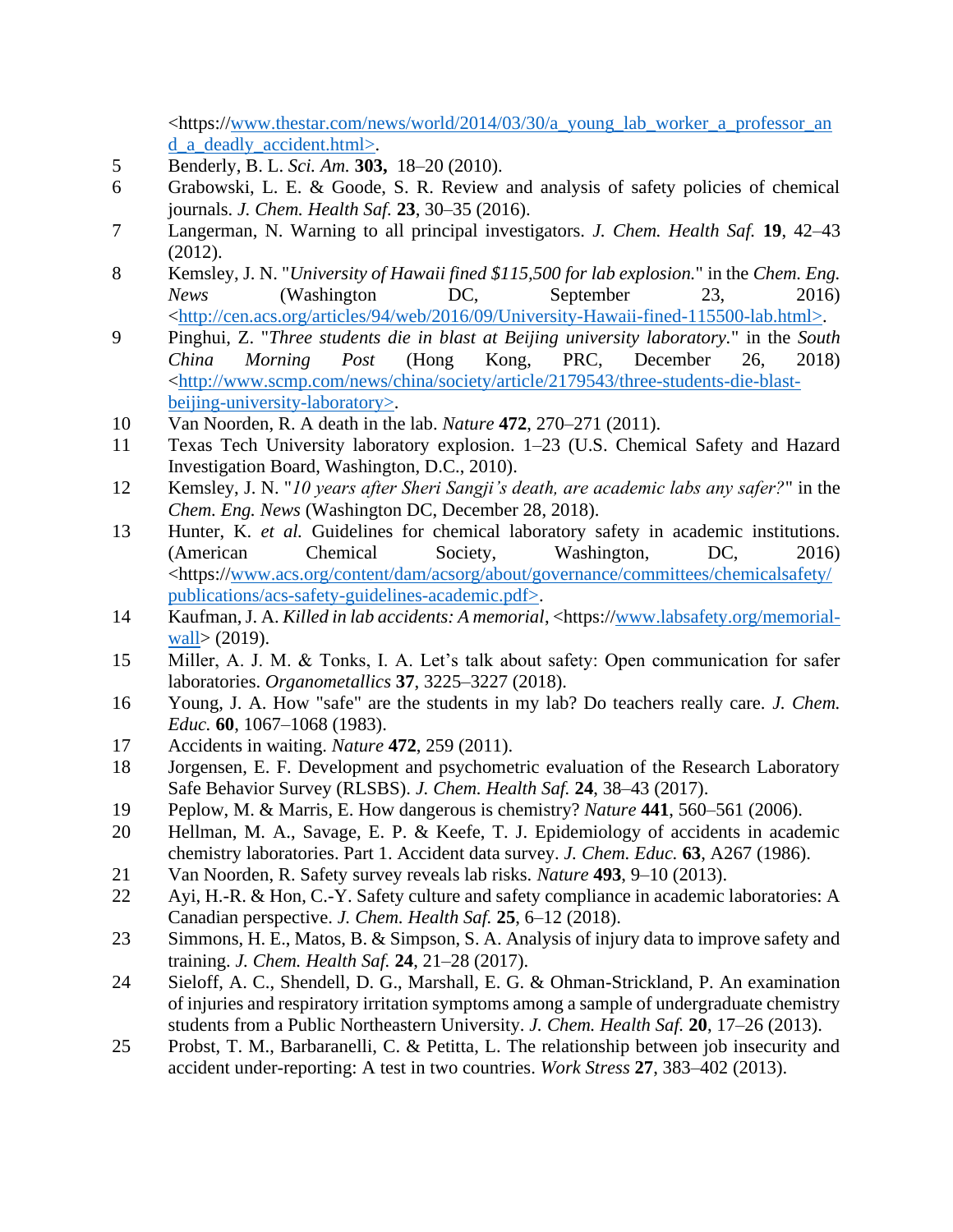<https://www.thestar.com/news/world/2014/03/30/a_young_lab_worker_a_professor_and_a_deadly_accident.html>.

5. Benderly, B. L. *Sci. Am.* **303,** 18–20 (2010).
6. Grabowski, L. E. & Goode, S. R. Review and analysis of safety policies of chemical journals. *J. Chem. Health Saf.* **23**, 30–35 (2016).
7. Langerman, N. Warning to all principal investigators. *J. Chem. Health Saf.* **19**, 42–43 (2012).
8. Kemsley, J. N. "*University of Hawaii fined $115,500 for lab explosion.*" in the *Chem. Eng. News* (Washington DC, September 23, 2016) <http://cen.acs.org/articles/94/web/2016/09/University-Hawaii-fined-115500-lab.html>.
9. Pinghui, Z. "*Three students die in blast at Beijing university laboratory.*" in the *South China Morning Post* (Hong Kong, PRC, December 26, 2018) <http://www.scmp.com/news/china/society/article/2179543/three-students-die-blast-beijing-university-laboratory>.
10. Van Noorden, R. A death in the lab. *Nature* **472**, 270–271 (2011).
11. Texas Tech University laboratory explosion. 1–23 (U.S. Chemical Safety and Hazard Investigation Board, Washington, D.C., 2010).
12. Kemsley, J. N. "*10 years after Sheri Sangji's death, are academic labs any safer?*" in the *Chem. Eng. News* (Washington DC, December 28, 2018).
13. Hunter, K. *et al.* Guidelines for chemical laboratory safety in academic institutions. (American Chemical Society, Washington, DC, 2016) <https://www.acs.org/content/dam/acsorg/about/governance/committees/chemicalsafety/publications/acs-safety-guidelines-academic.pdf>.
14. Kaufman, J. A. *Killed in lab accidents: A memorial*, <https://www.labsafety.org/memorial-wall> (2019).
15. Miller, A. J. M. & Tonks, I. A. Let's talk about safety: Open communication for safer laboratories. *Organometallics* **37**, 3225–3227 (2018).
16. Young, J. A. How "safe" are the students in my lab? Do teachers really care. *J. Chem. Educ.* **60**, 1067–1068 (1983).
17. Accidents in waiting. *Nature* **472**, 259 (2011).
18. Jorgensen, E. F. Development and psychometric evaluation of the Research Laboratory Safe Behavior Survey (RLSBS). *J. Chem. Health Saf.* **24**, 38–43 (2017).
19. Peplow, M. & Marris, E. How dangerous is chemistry? *Nature* **441**, 560–561 (2006).
20. Hellman, M. A., Savage, E. P. & Keefe, T. J. Epidemiology of accidents in academic chemistry laboratories. Part 1. Accident data survey. *J. Chem. Educ.* **63**, A267 (1986).
21. Van Noorden, R. Safety survey reveals lab risks. *Nature* **493**, 9–10 (2013).
22. Ayi, H.-R. & Hon, C.-Y. Safety culture and safety compliance in academic laboratories: A Canadian perspective. *J. Chem. Health Saf.* **25**, 6–12 (2018).
23. Simmons, H. E., Matos, B. & Simpson, S. A. Analysis of injury data to improve safety and training. *J. Chem. Health Saf.* **24**, 21–28 (2017).
24. Sieloff, A. C., Shendell, D. G., Marshall, E. G. & Ohman-Strickland, P. An examination of injuries and respiratory irritation symptoms among a sample of undergraduate chemistry students from a Public Northeastern University. *J. Chem. Health Saf.* **20**, 17–26 (2013).
25. Probst, T. M., Barbaranelli, C. & Petitta, L. The relationship between job insecurity and accident under-reporting: A test in two countries. *Work Stress* **27**, 383–402 (2013).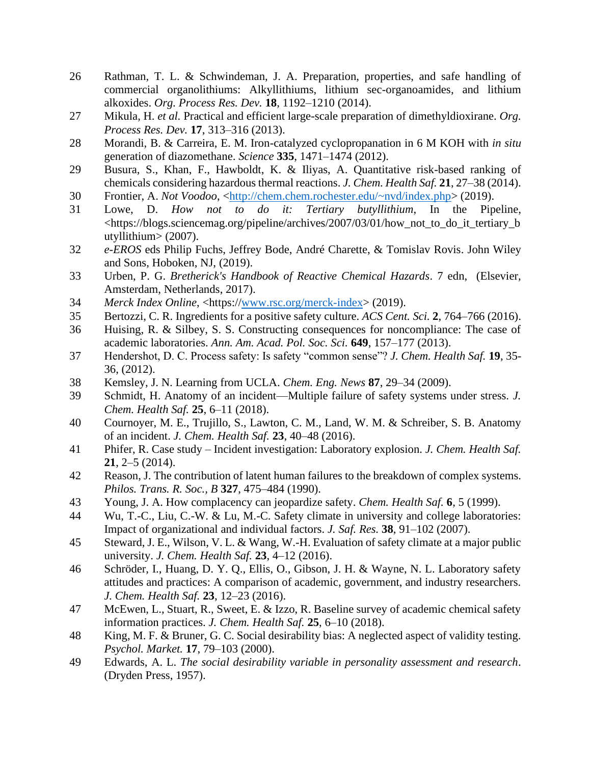26 Rathman, T. L. & Schwindeman, J. A. Preparation, properties, and safe handling of commercial organolithiums: Alkyllithiums, lithium sec-organoamides, and lithium alkoxides. *Org. Process Res. Dev.* **18**, 1192–1210 (2014).

27 Mikula, H. *et al.* Practical and efficient large-scale preparation of dimethyldioxirane. *Org. Process Res. Dev.* **17**, 313–316 (2013).

28 Morandi, B. & Carreira, E. M. Iron-catalyzed cyclopropanation in 6 M KOH with *in situ* generation of diazomethane. *Science* **335**, 1471–1474 (2012).

29 Busura, S., Khan, F., Hawboldt, K. & Iliyas, A. Quantitative risk-based ranking of chemicals considering hazardous thermal reactions. *J. Chem. Health Saf.* **21**, 27–38 (2014).

30 Frontier, A. *Not Voodoo*, <http://chem.chem.rochester.edu/~nvd/index.php> (2019).

31 Lowe, D. *How not to do it: Tertiary butyllithium*, In the Pipeline, <https://blogs.sciencemag.org/pipeline/archives/2007/03/01/how_not_to_do_it_tertiary_butyllithium> (2007).

32 *e-EROS* eds Philip Fuchs, Jeffrey Bode, André Charette, & Tomislav Rovis. John Wiley and Sons, Hoboken, NJ, (2019).

33 Urben, P. G. *Bretherick's Handbook of Reactive Chemical Hazards*. 7 edn, (Elsevier, Amsterdam, Netherlands, 2017).

34 *Merck Index Online*, <https://www.rsc.org/merck-index> (2019).

35 Bertozzi, C. R. Ingredients for a positive safety culture. *ACS Cent. Sci.* **2**, 764–766 (2016).

36 Huising, R. & Silbey, S. S. Constructing consequences for noncompliance: The case of academic laboratories. *Ann. Am. Acad. Pol. Soc. Sci.* **649**, 157–177 (2013).

37 Hendershot, D. C. Process safety: Is safety "common sense"? *J. Chem. Health Saf.* **19**, 35-36, (2012).

38 Kemsley, J. N. Learning from UCLA. *Chem. Eng. News* **87**, 29–34 (2009).

39 Schmidt, H. Anatomy of an incident—Multiple failure of safety systems under stress. *J. Chem. Health Saf.* **25**, 6–11 (2018).

40 Cournoyer, M. E., Trujillo, S., Lawton, C. M., Land, W. M. & Schreiber, S. B. Anatomy of an incident. *J. Chem. Health Saf.* **23**, 40–48 (2016).

41 Phifer, R. Case study – Incident investigation: Laboratory explosion. *J. Chem. Health Saf.* **21**, 2–5 (2014).

42 Reason, J. The contribution of latent human failures to the breakdown of complex systems. *Philos. Trans. R. Soc., B* **327**, 475–484 (1990).

43 Young, J. A. How complacency can jeopardize safety. *Chem. Health Saf.* **6**, 5 (1999).

44 Wu, T.-C., Liu, C.-W. & Lu, M.-C. Safety climate in university and college laboratories: Impact of organizational and individual factors. *J. Saf. Res.* **38**, 91–102 (2007).

45 Steward, J. E., Wilson, V. L. & Wang, W.-H. Evaluation of safety climate at a major public university. *J. Chem. Health Saf.* **23**, 4–12 (2016).

46 Schröder, I., Huang, D. Y. Q., Ellis, O., Gibson, J. H. & Wayne, N. L. Laboratory safety attitudes and practices: A comparison of academic, government, and industry researchers. *J. Chem. Health Saf.* **23**, 12–23 (2016).

47 McEwen, L., Stuart, R., Sweet, E. & Izzo, R. Baseline survey of academic chemical safety information practices. *J. Chem. Health Saf.* **25**, 6–10 (2018).

48 King, M. F. & Bruner, G. C. Social desirability bias: A neglected aspect of validity testing. *Psychol. Market.* **17**, 79–103 (2000).

49 Edwards, A. L. *The social desirability variable in personality assessment and research*. (Dryden Press, 1957).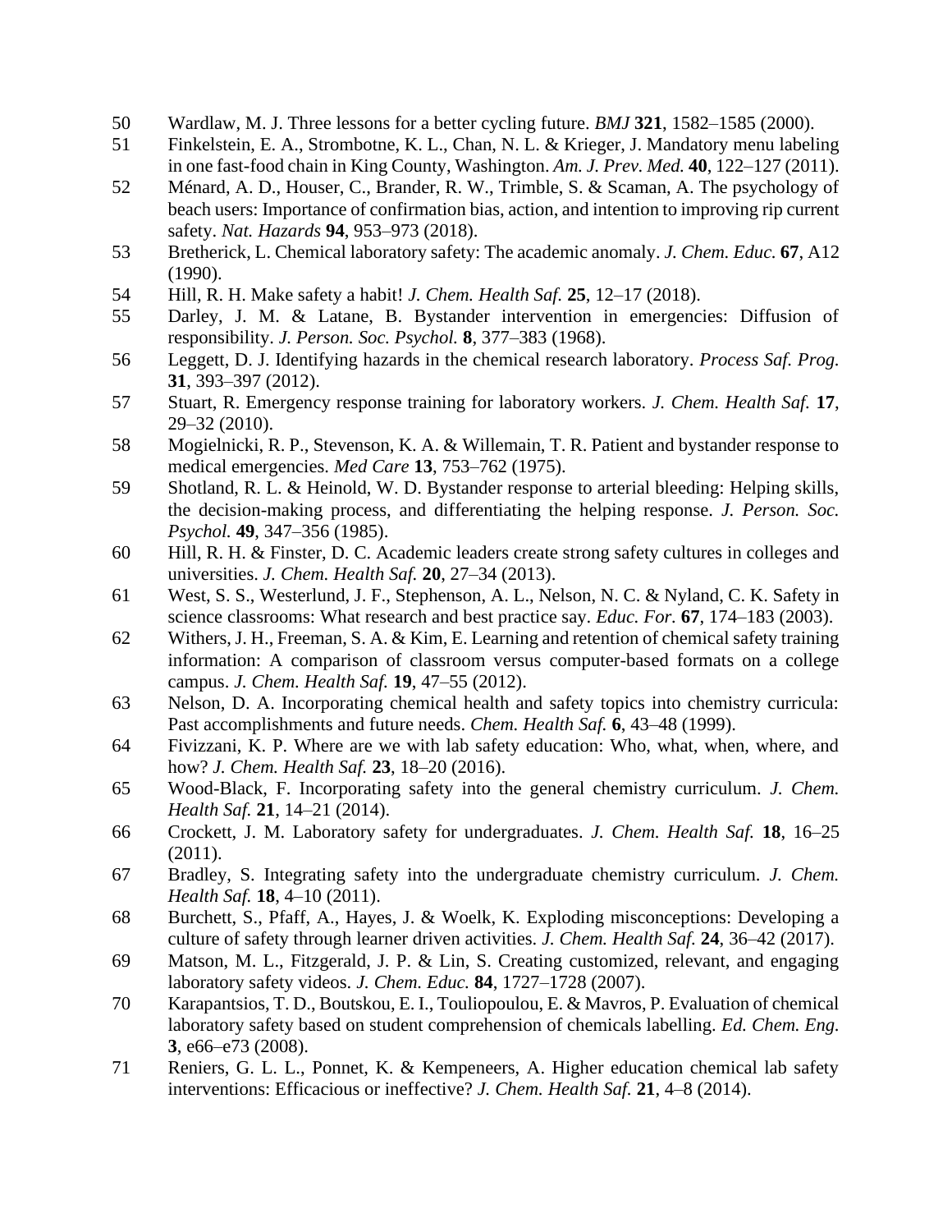50 Wardlaw, M. J. Three lessons for a better cycling future. *BMJ* **321**, 1582–1585 (2000).

51 Finkelstein, E. A., Strombotne, K. L., Chan, N. L. & Krieger, J. Mandatory menu labeling in one fast-food chain in King County, Washington. *Am. J. Prev. Med.* **40**, 122–127 (2011).

52 Ménard, A. D., Houser, C., Brander, R. W., Trimble, S. & Scaman, A. The psychology of beach users: Importance of confirmation bias, action, and intention to improving rip current safety. *Nat. Hazards* **94**, 953–973 (2018).

53 Bretherick, L. Chemical laboratory safety: The academic anomaly. *J. Chem. Educ.* **67**, A12 (1990).

54 Hill, R. H. Make safety a habit! *J. Chem. Health Saf.* **25**, 12–17 (2018).

55 Darley, J. M. & Latane, B. Bystander intervention in emergencies: Diffusion of responsibility. *J. Person. Soc. Psychol.* **8**, 377–383 (1968).

56 Leggett, D. J. Identifying hazards in the chemical research laboratory. *Process Saf. Prog.* **31**, 393–397 (2012).

57 Stuart, R. Emergency response training for laboratory workers. *J. Chem. Health Saf.* **17**, 29–32 (2010).

58 Mogielnicki, R. P., Stevenson, K. A. & Willemain, T. R. Patient and bystander response to medical emergencies. *Med Care* **13**, 753–762 (1975).

59 Shotland, R. L. & Heinold, W. D. Bystander response to arterial bleeding: Helping skills, the decision-making process, and differentiating the helping response. *J. Person. Soc. Psychol.* **49**, 347–356 (1985).

60 Hill, R. H. & Finster, D. C. Academic leaders create strong safety cultures in colleges and universities. *J. Chem. Health Saf.* **20**, 27–34 (2013).

61 West, S. S., Westerlund, J. F., Stephenson, A. L., Nelson, N. C. & Nyland, C. K. Safety in science classrooms: What research and best practice say. *Educ. For.* **67**, 174–183 (2003).

62 Withers, J. H., Freeman, S. A. & Kim, E. Learning and retention of chemical safety training information: A comparison of classroom versus computer-based formats on a college campus. *J. Chem. Health Saf.* **19**, 47–55 (2012).

63 Nelson, D. A. Incorporating chemical health and safety topics into chemistry curricula: Past accomplishments and future needs. *Chem. Health Saf.* **6**, 43–48 (1999).

64 Fivizzani, K. P. Where are we with lab safety education: Who, what, when, where, and how? *J. Chem. Health Saf.* **23**, 18–20 (2016).

65 Wood-Black, F. Incorporating safety into the general chemistry curriculum. *J. Chem. Health Saf.* **21**, 14–21 (2014).

66 Crockett, J. M. Laboratory safety for undergraduates. *J. Chem. Health Saf.* **18**, 16–25 (2011).

67 Bradley, S. Integrating safety into the undergraduate chemistry curriculum. *J. Chem. Health Saf.* **18**, 4–10 (2011).

68 Burchett, S., Pfaff, A., Hayes, J. & Woelk, K. Exploding misconceptions: Developing a culture of safety through learner driven activities. *J. Chem. Health Saf.* **24**, 36–42 (2017).

69 Matson, M. L., Fitzgerald, J. P. & Lin, S. Creating customized, relevant, and engaging laboratory safety videos. *J. Chem. Educ.* **84**, 1727–1728 (2007).

70 Karapantsios, T. D., Boutskou, E. I., Touliopoulou, E. & Mavros, P. Evaluation of chemical laboratory safety based on student comprehension of chemicals labelling. *Ed. Chem. Eng.* **3**, e66–e73 (2008).

71 Reniers, G. L. L., Ponnet, K. & Kempeneers, A. Higher education chemical lab safety interventions: Efficacious or ineffective? *J. Chem. Health Saf.* **21**, 4–8 (2014).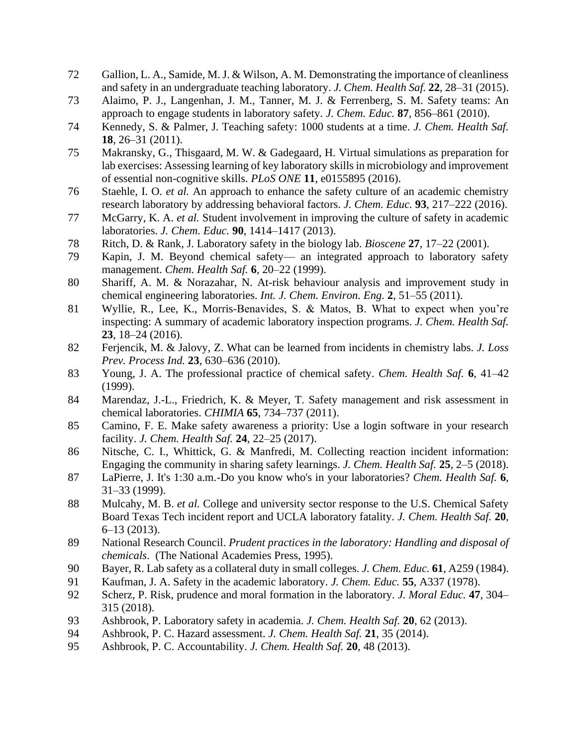72 Gallion, L. A., Samide, M. J. & Wilson, A. M. Demonstrating the importance of cleanliness and safety in an undergraduate teaching laboratory. *J. Chem. Health Saf.* **22**, 28–31 (2015).

73 Alaimo, P. J., Langenhan, J. M., Tanner, M. J. & Ferrenberg, S. M. Safety teams: An approach to engage students in laboratory safety. *J. Chem. Educ.* **87**, 856–861 (2010).

74 Kennedy, S. & Palmer, J. Teaching safety: 1000 students at a time. *J. Chem. Health Saf.* **18**, 26–31 (2011).

75 Makransky, G., Thisgaard, M. W. & Gadegaard, H. Virtual simulations as preparation for lab exercises: Assessing learning of key laboratory skills in microbiology and improvement of essential non-cognitive skills. *PLoS ONE* **11**, e0155895 (2016).

76 Staehle, I. O. *et al.* An approach to enhance the safety culture of an academic chemistry research laboratory by addressing behavioral factors. *J. Chem. Educ.* **93**, 217–222 (2016).

77 McGarry, K. A. *et al.* Student involvement in improving the culture of safety in academic laboratories. *J. Chem. Educ.* **90**, 1414–1417 (2013).

78 Ritch, D. & Rank, J. Laboratory safety in the biology lab. *Bioscene* **27**, 17–22 (2001).

79 Kapin, J. M. Beyond chemical safety— an integrated approach to laboratory safety management. *Chem. Health Saf.* **6**, 20–22 (1999).

80 Shariff, A. M. & Norazahar, N. At-risk behaviour analysis and improvement study in chemical engineering laboratories. *Int. J. Chem. Environ. Eng.* **2**, 51–55 (2011).

81 Wyllie, R., Lee, K., Morris-Benavides, S. & Matos, B. What to expect when you're inspecting: A summary of academic laboratory inspection programs. *J. Chem. Health Saf.* **23**, 18–24 (2016).

82 Ferjencik, M. & Jalovy, Z. What can be learned from incidents in chemistry labs. *J. Loss Prev. Process Ind.* **23**, 630–636 (2010).

83 Young, J. A. The professional practice of chemical safety. *Chem. Health Saf.* **6**, 41–42 (1999).

84 Marendaz, J.-L., Friedrich, K. & Meyer, T. Safety management and risk assessment in chemical laboratories. *CHIMIA* **65**, 734–737 (2011).

85 Camino, F. E. Make safety awareness a priority: Use a login software in your research facility. *J. Chem. Health Saf.* **24**, 22–25 (2017).

86 Nitsche, C. I., Whittick, G. & Manfredi, M. Collecting reaction incident information: Engaging the community in sharing safety learnings. *J. Chem. Health Saf.* **25**, 2–5 (2018).

87 LaPierre, J. It's 1:30 a.m.-Do you know who's in your laboratories? *Chem. Health Saf.* **6**, 31–33 (1999).

88 Mulcahy, M. B. *et al.* College and university sector response to the U.S. Chemical Safety Board Texas Tech incident report and UCLA laboratory fatality. *J. Chem. Health Saf.* **20**, 6–13 (2013).

89 National Research Council. *Prudent practices in the laboratory: Handling and disposal of chemicals*. (The National Academies Press, 1995).

90 Bayer, R. Lab safety as a collateral duty in small colleges. *J. Chem. Educ.* **61**, A259 (1984).

91 Kaufman, J. A. Safety in the academic laboratory. *J. Chem. Educ.* **55**, A337 (1978).

92 Scherz, P. Risk, prudence and moral formation in the laboratory. *J. Moral Educ.* **47**, 304–315 (2018).

93 Ashbrook, P. Laboratory safety in academia. *J. Chem. Health Saf.* **20**, 62 (2013).

94 Ashbrook, P. C. Hazard assessment. *J. Chem. Health Saf.* **21**, 35 (2014).

95 Ashbrook, P. C. Accountability. *J. Chem. Health Saf.* **20**, 48 (2013).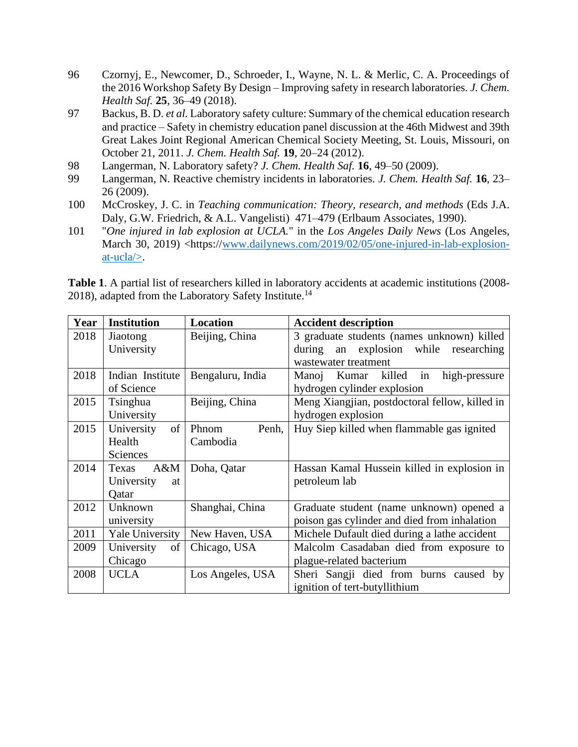96 Czornyj, E., Newcomer, D., Schroeder, I., Wayne, N. L. & Merlic, C. A. Proceedings of the 2016 Workshop Safety By Design – Improving safety in research laboratories. *J. Chem. Health Saf.* **25**, 36–49 (2018).

97 Backus, B. D. *et al.* Laboratory safety culture: Summary of the chemical education research and practice – Safety in chemistry education panel discussion at the 46th Midwest and 39th Great Lakes Joint Regional American Chemical Society Meeting, St. Louis, Missouri, on October 21, 2011. *J. Chem. Health Saf.* **19**, 20–24 (2012).

98 Langerman, N. Laboratory safety? *J. Chem. Health Saf.* **16**, 49–50 (2009).

99 Langerman, N. Reactive chemistry incidents in laboratories. *J. Chem. Health Saf.* **16**, 23–26 (2009).

100 McCroskey, J. C. in *Teaching communication: Theory, research, and methods* (Eds J.A. Daly, G.W. Friedrich, & A.L. Vangelisti) 471–479 (Erlbaum Associates, 1990).

101 "*One injured in lab explosion at UCLA.*" in the *Los Angeles Daily News* (Los Angeles, March 30, 2019) <https://www.dailynews.com/2019/02/05/one-injured-in-lab-explosion-at-ucla/>.

**Table 1**. A partial list of researchers killed in laboratory accidents at academic institutions (2008-2018), adapted from the Laboratory Safety Institute.[14]

| Year | Institution | Location | Accident description |
|---|---|---|---|
| 2018 | Jiaotong University | Beijing, China | 3 graduate students (names unknown) killed during an explosion while researching wastewater treatment |
| 2018 | Indian Institute of Science | Bengaluru, India | Manoj Kumar killed in high-pressure hydrogen cylinder explosion |
| 2015 | Tsinghua University | Beijing, China | Meng Xiangjian, postdoctoral fellow, killed in hydrogen explosion |
| 2015 | University of Health Sciences | Phnom Penh, Cambodia | Huy Siep killed when flammable gas ignited |
| 2014 | Texas A&M University at Qatar | Doha, Qatar | Hassan Kamal Hussein killed in explosion in petroleum lab |
| 2012 | Unknown university | Shanghai, China | Graduate student (name unknown) opened a poison gas cylinder and died from inhalation |
| 2011 | Yale University | New Haven, USA | Michele Dufault died during a lathe accident |
| 2009 | University of Chicago | Chicago, USA | Malcolm Casadaban died from exposure to plague-related bacterium |
| 2008 | UCLA | Los Angeles, USA | Sheri Sangji died from burns caused by ignition of tert-butyllithium |